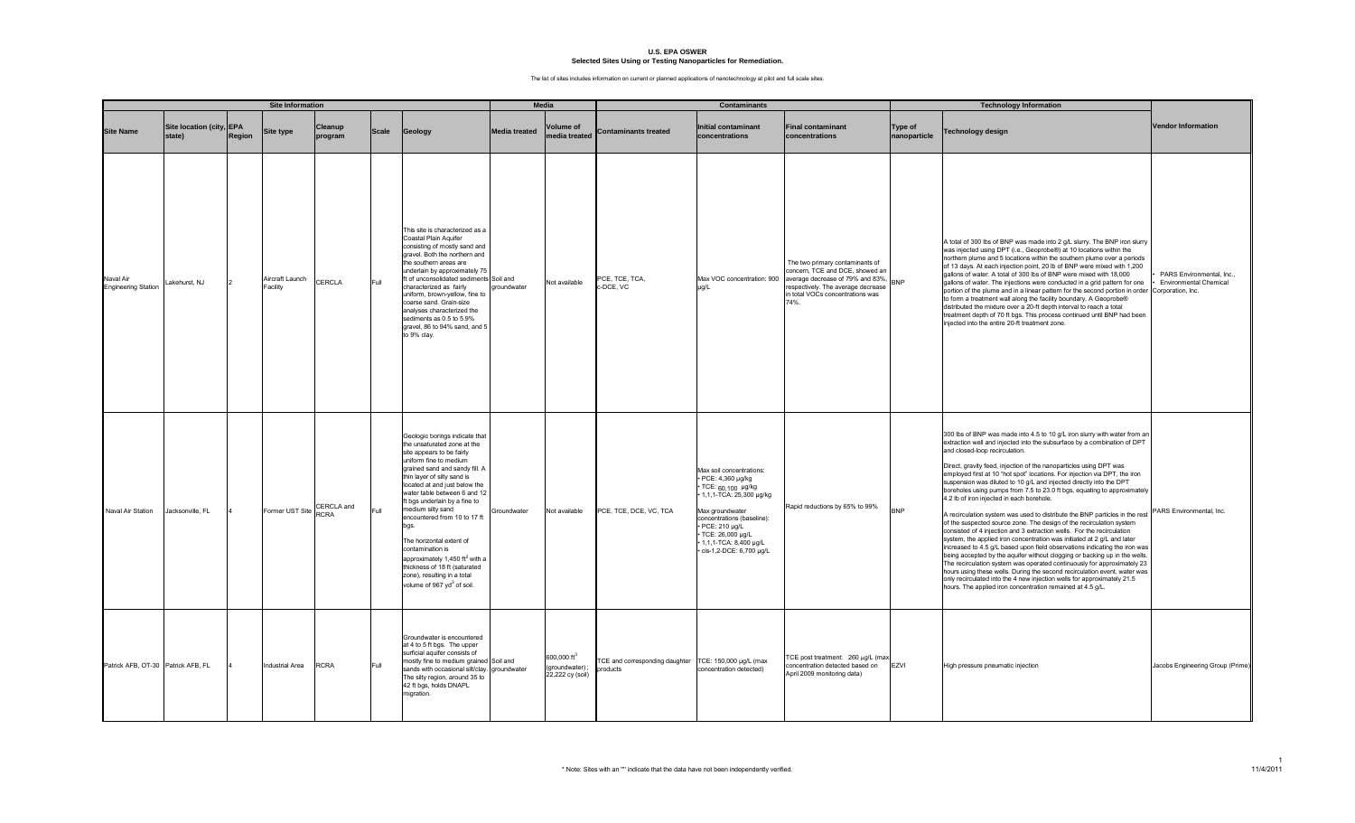# U.S. EPA OSWER
## Selected Sites Using or Testing Nanoparticles for Remediation.

The list of sites includes information on current or planned applications of nanotechnology at pilot and full scale sites.

| Site Information | | | | | | | Media | | Contaminants | | | Technology Information | | |
|---|---|---|---|---|---|---|---|---|---|---|---|---|---|---|
| **Site Name** | **Site location (city, state)** | **EPA Region** | **Site type** | **Cleanup program** | **Scale** | **Geology** | **Media treated** | **Volume of media treated** | **Contaminants treated** | **Initial contaminant concentrations** | **Final contaminant concentrations** | **Type of nanoparticle** | **Technology design** | **Vendor Information** |
| Naval Air Engineering Station | Lakehurst, NJ | 2 | Aircraft Launch Facility | CERCLA | Full | This site is characterized as a Coastal Plain Aquifer consisting of mostly sand and gravel. Both the northern and the southern areas are underlain by approximately 75 ft of unconsolidated sediments characterized as fairly uniform, brown-yellow, fine to coarse sand. Grain-size analyses characterized the sediments as 0.5 to 5.9% gravel, 86 to 94% sand, and 5 to 9% clay. | Soil and groundwater | Not available | PCE, TCE, TCA, c-DCE, VC | Max VOC concentration: 900 µg/L | The two primary contaminants of concern, TCE and DCE, showed an average decrease of 79% and 83%, respectively. The average decrease in total VOCs concentrations was 74%. | BNP | A total of 300 lbs of BNP was made into 2 g/L slurry. The BNP iron slurry was injected using DPT (i.e., Geoprobe®) at 10 locations within the northern plume and 5 locations within the southern plume over a periods of 13 days. At each injection point, 20 lb of BNP were mixed with 1,200 gallons of water. A total of 300 lbs of BNP were mixed with 18,000 gallons of water. The injections were conducted in a grid pattern for one portion of the plume and in a linear pattern for the second portion in order to form a treatment wall along the facility boundary. A Geoprobe® distributed the mixture over a 20-ft depth interval to reach a total treatment depth of 70 ft bgs. This process continued until BNP had been injected into the entire 20-ft treatment zone. | • PARS Environmental, Inc.<br>• Environmental Chemical Corporation, Inc. |
| Naval Air Station | Jacksonville, FL | 4 | Former UST Site | CERCLA and RCRA | Full | Geologic borings indicate that the unsaturated zone at the site appears to be fairly uniform fine to medium grained sand and sandy fill. A thin layer of silty sand is located at and just below the water table between 6 and 12 ft bgs underlain by a fine to medium silty sand encountered from 10 to 17 ft bgs.<br><br>The horizontal extent of contamination is approximately 1,450 $ft^2$ with a thickness of 18 ft (saturated zone), resulting in a total volume of 967 $yd^3$ of soil. | Groundwater | Not available | PCE, TCE, DCE, VC, TCA | Max soil concentrations:<br>• PCE: 4,360 µg/kg<br>• TCE: 60,100 µg/kg<br>• 1,1,1-TCA: 25,300 µg/kg<br><br>Max groundwater concentrations (baseline):<br>• PCE: 210 µg/L<br>• TCE: 26,000 µg/L<br>• 1,1,1-TCA: 8,400 µg/L<br>• cis-1,2-DCE: 6,700 µg/L | Rapid reductions by 65% to 99% | BNP | 300 lbs of BNP was made into 4.5 to 10 g/L iron slurry with water from an extraction well and injected into the subsurface by a combination of DPT and closed-loop recirculation.<br><br>Direct, gravity feed, injection of the nanoparticles using DPT was employed first at 10 "hot spot" locations. For injection via DPT, the iron suspension was diluted to 10 g/L and injected directly into the DPT boreholes using pumps from 7.5 to 23.0 ft bgs, equating to approximately 4.2 lb of iron injected in each borehole.<br><br>A recirculation system was used to distribute the BNP particles in the rest of the suspected source zone. The design of the recirculation system consisted of 4 injection and 3 extraction wells. For the recirculation system, the applied iron concentration was initiated at 2 g/L and later increased to 4.5 g/L based upon field observations indicating the iron was being accepted by the aquifer without clogging or backing up in the wells. The recirculation system was operated continuously for approximately 23 hours using these wells. During the second recirculation event, water was only recirculated into the 4 new injection wells for approximately 21.5 hours. The applied iron concentration remained at 4.5 g/L. | PARS Environmental, Inc. |
| Patrick AFB, OT-30 | Patrick AFB, FL | 4 | Industrial Area | RCRA | Full | Groundwater is encountered at 4 to 5 ft bgs. The upper surficial aquifer consists of mostly fine to medium grained sands with occasional silt/clay. The silty region, around 35 to 42 ft bgs, holds DNAPL migration. | Soil and groundwater | 600,000 $ft^3$ (groundwater); 22,222 cy (soil) | TCE and corresponding daughter products | TCE: 150,000 µg/L (max concentration detected) | TCE post treatment: 260 µg/L (max concentration detected based on April 2009 monitoring data) | EZVI | High pressure pneumatic injection | Jacobs Engineering Group (Prime) |

\* Note: Sites with an "*" indicate that the data have not been independently verified.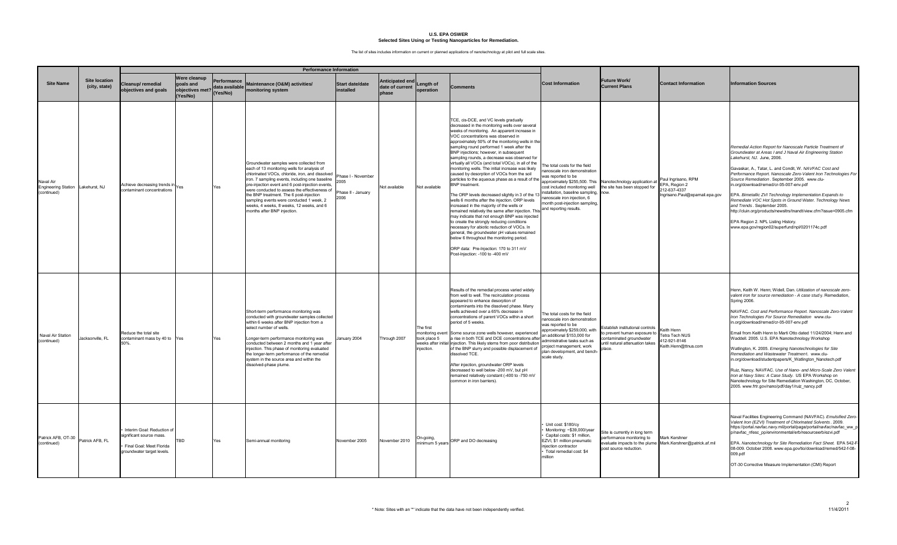**U.S. EPA OSWER**
**Selected Sites Using or Testing Nanoparticles for Remediation.**

The list of sites includes information on current or planned applications of nanotechnology at pilot and full scale sites.

| Site Name | Site location (city, state) | Performance Information | | | | | | | | Cost Information | Future Work/ Current Plans | Contact Information | Information Sources |
|---|---|---|---|---|---|---|---|---|---|---|---|---|---|
| | | Cleanup/ remedial objectives and goals | Were cleanup goals and objectives met? (Yes/No) | Performance data available (Yes/No) | Maintenance (O&M) activities/ monitoring system | Start date/date installed | Anticipated end date of current phase | Length of operation | Comments | | | | |
| Naval Air Engineering Station (continued) | Lakehurst, NJ | Achieve decreasing trends in contaminant concentrations | Yes | Yes | Groundwater samples were collected from each of 13 monitoring wells for analysis of chlorinated VOCs, chloride, iron, and dissolved iron. 7 sampling events, including one baseline pre-injection event and 6 post-injection events, were conducted to assess the effectiveness of the BNP treatment. The 6 post-injection sampling events were conducted 1 week, 2 weeks, 4 weeks, 8 weeks, 12 weeks, and 6 months after BNP injection. | Phase I - November 2005<br>Phase II - January 2006 | Not available | Not available | TCE, cis-DCE, and VC levels gradually decreased in the monitoring wells over several weeks of monitoring. An apparent increase in VOC concentrations was observed in approximately 50% of the monitoring wells in the sampling round performed 1 week after the BNP injections; however, in subsequent sampling rounds, a decrease was observed for virtually all VOCs (and total VOCs), in all of the monitoring wells. The initial increase was likely caused by desorption of VOCs from the soil particles to the aqueous phase as a result of the BNP treatment.<br>The ORP levels decreased slightly in 3 of the 13 wells 6 months after the injection. ORP levels increased in the majority of the wells or remained relatively the same after injection. This may indicate that not enough BNP was injected to create the strongly reducing conditions necessary for abiotic reduction of VOCs. In general, the groundwater pH values remained below 6 throughout the monitoring period.<br>ORP data: Pre-Injection: 170 to 311 mV Post-Injection: -100 to -400 mV | The total costs for the field nanoscale iron demonstration was reported to be approximately $255,500. This cost included monitoring well installation, baseline sampling, nanoscale iron injection, 6 month post-injection sampling, and reporting results. | Nanotechnology application at the site has been stopped for now. | Paul Ingrisano, RPM EPA, Region 2 212-637-4337 Ingrisano.Paul@epamail.epa.gov | *Remedial Action Report for Nanoscale Particle Treatment of Groundwater at Areas I and J Naval Air Engineering Station Lakehurst, NJ.* June, 2006.<br>Gavaskar, A., Tatar, L. and Condit, W. *NAVFAC Cost and Performance Report. Nanoscale Zero-Valent Iron Technologies For Source Remediation*. September 2005. www.clu-in.org/download/remed/cr-05-007-env.pdf<br>EPA. *Bimetallic ZVI Technology Implementation Expands to Remediate VOC Hot Spots in Ground Water. Technology News and Trends*. September 2005. http://cluin.org/products/newsltrs/tnandt/view.cfm?issue=0905.cfm<br>EPA Region 2. NPL Listing History. www.epa.gov/region02/superfund/npl/0201174c.pdf |
| Naval Air Station (continued) | Jacksonville, FL | Reduce the total site contaminant mass by 40 to 50%. | Yes | Yes | Short-term performance monitoring was conducted with groundwater samples collected within 6 weeks after BNP injection from a select number of wells.<br>Longer-term performance monitoring was conducted between 2 months and 1 year after injection. This phase of monitoring evaluated the longer-term performance of the remedial system in the source area and within the dissolved-phase plume. | January 2004 | Through 2007 | The first monitoring event took place 5 weeks after initial injection. | Results of the remedial process varied widely from well to well. The recirculation process appeared to enhance desorption of contaminants into the dissolved phase. Many wells achieved over a 65% decrease in concentrations of parent VOCs within a short period of 5 weeks.<br>Some source zone wells however, experienced a rise in both TCE and DCE concentrations after injection. This likely stems from poor distribution of the BNP slurry and possible displacement of dissolved TCE.<br>After injection, groundwater ORP levels decreased to well below -200 mV, but pH remained relatively constant (-400 to -750 mV common in iron barriers). | The total costs for the field nanoscale iron demonstration was reported to be approximately $259,000, with an additional $153,000 for administrative tasks such as project management, work plan development, and bench-scale study. | Establish institutional controls to prevent human exposure to contaminated groundwater until natural attenuation takes place. | Keith Henn Tetra Tech NUS 412-921-8146 Keith.Henn@ttnus.com | Henn, Keith W. Henn; Widell, Dan. *Utilization of nanoscale zero-valent iron for source remediation - A case study*. Remediation, Spring 2006.<br>NAVFAC. *Cost and Performance Report. Nanoscale Zero-Valent Iron Technologies For Source Remediation* www.clu-in.org/download/remed/cr-05-007-env.pdf<br>Email from Keith Henn to Marti Otto dated 11/24/2004; Henn and Waddell. 2005. U.S. EPA Nanotechnology Workshop<br>Watlington, K. 2005. *Emerging Nanotechnologies for Site Remediation and Wastewater Treatment*. www.clu-in.org/download/studentpapers/K_Watlington_Nanotech.pdf<br>Ruiz, Nancy. NAVFAC. *Use of Nano- and Micro-Scale Zero Valent Iron at Navy Sites: A Case Study.* US EPA Workshop on Nanotechnology for Site Remediation Washington, DC, October, 2005. www.frtr.gov/nano/pdf/day1/ruiz_nancy.pdf |
| Patrick AFB, OT-30 (continued) | Patrick AFB, FL | • Interim Goal: Reduction of significant source mass.<br>• Final Goal: Meet Florida groundwater target levels. | TBD | Yes | Semi-annual monitoring | November 2005 | November 2010 | On-going, minimum 5 years | ORP and DO decreasing | • Unit cost: $180/cy<br>• Monitoring: ~$39,000/year<br>• Capital costs: $1 million, EZVI, $1 million pneumatic injection contractor<br>• Total remedial cost: $4 million | Site is currently in long term performance monitoring to evaluate impacts to the plume post source reduction. | Mark Kershner Mark.Kershner@patrick.af.mil | Naval Facilities Engineering Command (NAVFAC). *Emulsified Zero-Valent Iron (EZVI) Treatment of Chlorinated Solvents*. 2009. https://portal.navfac.navy.mil/portal/page/portal/navfac/navfac_ww_pp/navfac_nfesc_pp/environmental/erb/resourceerb/ezvi.pdf<br>EPA. *Nanotechnology for Site Remediation Fact Sheet.* EPA 542-F-08-009. October 2008. www.epa.gov/tio/download/remed/542-f-08-009.pdf<br>OT-30 Corrective Measure Implementation (CMI) Report |

\* Note: Sites with an "*" indicate that the data have not been independently verified.

11/4/2011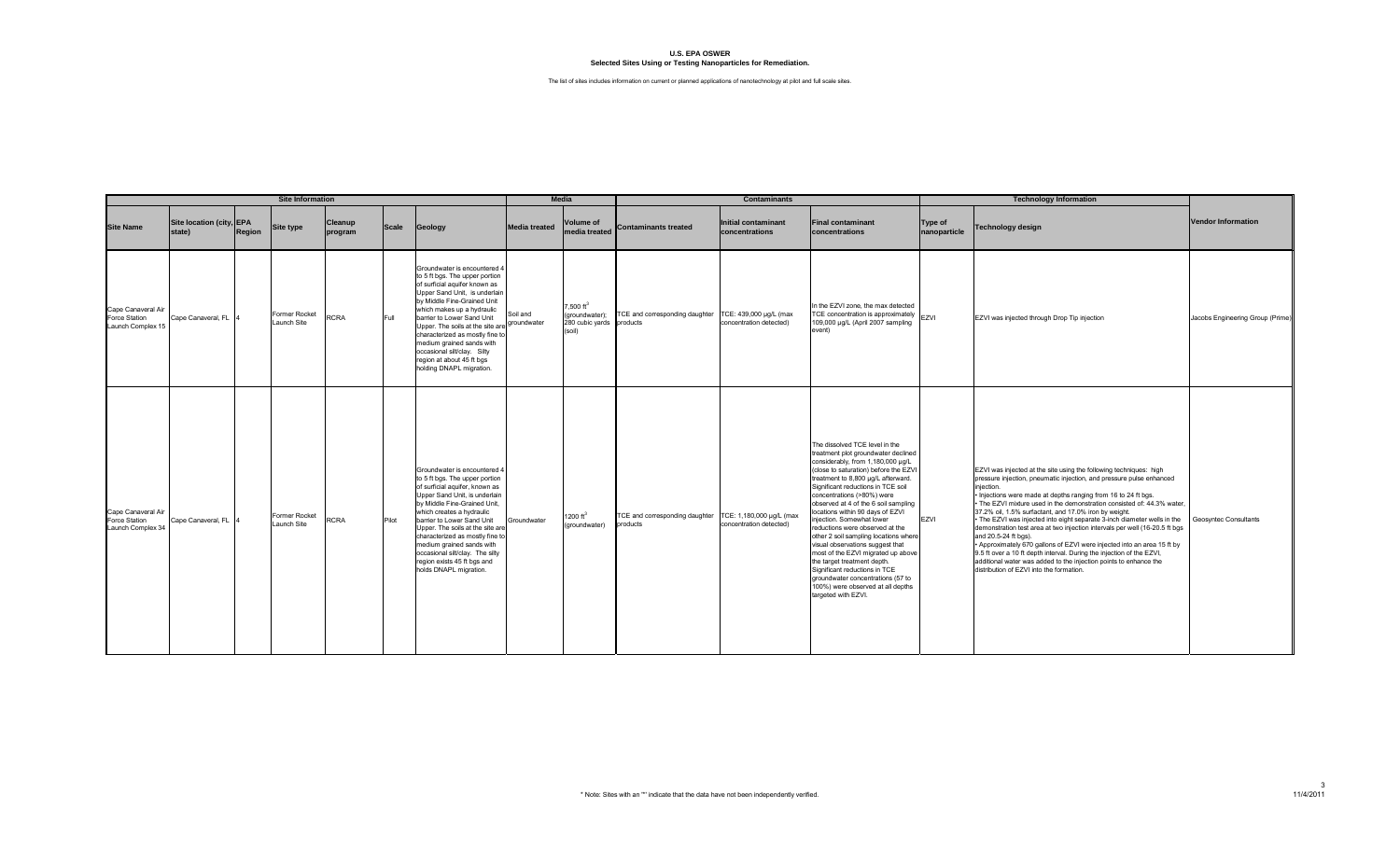**U.S. EPA OSWER**
**Selected Sites Using or Testing Nanoparticles for Remediation.**

The list of sites includes information on current or planned applications of nanotechnology at pilot and full scale sites.

| Site Information | | | | | | | Media | | Contaminants | | | Technology Information | | |
|---|---|---|---|---|---|---|---|---|---|---|---|---|---|---|
| **Site Name** | **Site location (city, state)** | **EPA Region** | **Site type** | **Cleanup program** | **Scale** | **Geology** | **Media treated** | **Volume of media treated** | **Contaminants treated** | **Initial contaminant concentrations** | **Final contaminant concentrations** | **Type of nanoparticle** | **Technology design** | **Vendor Information** |
| Cape Canaveral Air Force Station Launch Complex 15 | Cape Canaveral, FL | 4 | Former Rocket Launch Site | RCRA | Full | Groundwater is encountered 4 to 5 ft bgs. The upper portion of surficial aquifer known as Upper Sand Unit, is underlain by Middle Fine-Grained Unit which makes up a hydraulic barrier to Lower Sand Unit Upper. The soils at the site are characterized as mostly fine to medium grained sands with occasional silt/clay. Silty region at about 45 ft bgs holding DNAPL migration. | Soil and groundwater | 7,500 $ft^3$ (groundwater); 280 cubic yards (soil) | TCE and corresponding daughter products | TCE: 439,000 µg/L (max concentration detected) | In the EZVI zone, the max detected TCE concentration is approximately 109,000 µg/L (April 2007 sampling event) | EZVI | EZVI was injected through Drop Tip injection | Jacobs Engineering Group (Prime) |
| Cape Canaveral Air Force Station Launch Complex 34 | Cape Canaveral, FL | 4 | Former Rocket Launch Site | RCRA | Pilot | Groundwater is encountered 4 to 5 ft bgs. The upper portion of surficial aquifer, known as Upper Sand Unit, is underlain by Middle Fine-Grained Unit, which creates a hydraulic barrier to Lower Sand Unit Upper. The soils at the site are characterized as mostly fine to medium grained sands with occasional silt/clay. The silty region exists 45 ft bgs and holds DNAPL migration. | Groundwater | 1200 $ft^3$ (groundwater) | TCE and corresponding daughter products | TCE: 1,180,000 µg/L (max concentration detected) | The dissolved TCE level in the treatment plot groundwater declined considerably, from 1,180,000 µg/L (close to saturation) before the EZVI treatment to 8,800 µg/L afterward. Significant reductions in TCE soil concentrations (>80%) were observed at 4 of the 6 soil sampling locations within 90 days of EZVI injection. Somewhat lower reductions were observed at the other 2 soil sampling locations where visual observations suggest that most of the EZVI migrated up above the target treatment depth. Significant reductions in TCE groundwater concentrations (57 to 100%) were observed at all depths targeted with EZVI. | EZVI | EZVI was injected at the site using the following techniques: high pressure injection, pneumatic injection, and pressure pulse enhanced injection.<br>• Injections were made at depths ranging from 16 to 24 ft bgs.<br>• The EZVI mixture used in the demonstration consisted of: 44.3% water, 37.2% oil, 1.5% surfactant, and 17.0% iron by weight.<br>• The EZVI was injected into eight separate 3-inch diameter wells in the demonstration test area at two injection intervals per well (16-20.5 ft bgs and 20.5-24 ft bgs).<br>• Approximately 670 gallons of EZVI were injected into an area 15 ft by 9.5 ft over a 10 ft depth interval. During the injection of the EZVI, additional water was added to the injection points to enhance the distribution of EZVI into the formation. | Geosyntec Consultants |

\* Note: Sites with an "*" indicate that the data have not been independently verified.

11/4/2011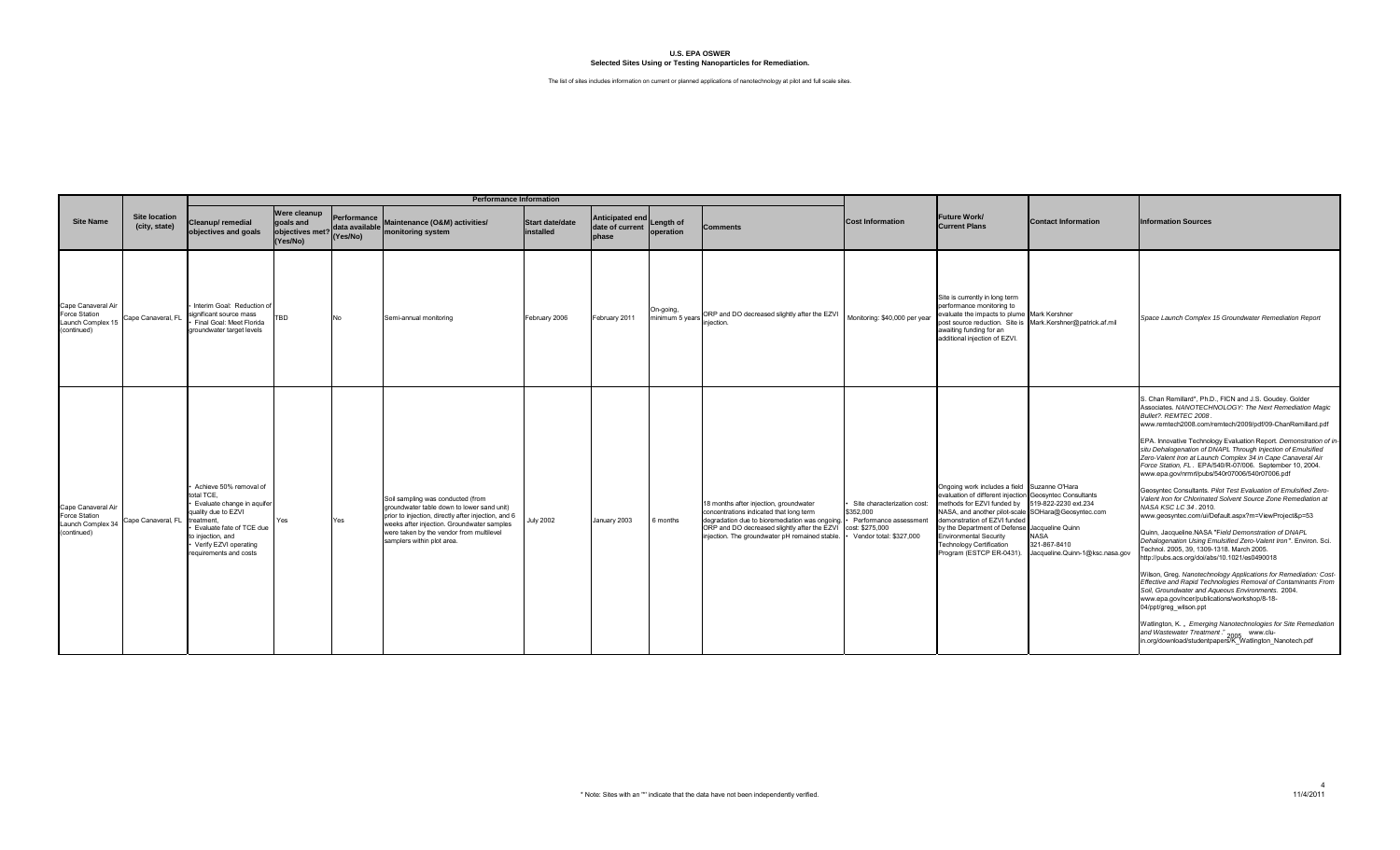# U.S. EPA OSWER
## Selected Sites Using or Testing Nanoparticles for Remediation.

The list of sites includes information on current or planned applications of nanotechnology at pilot and full scale sites.

| Site Name | Site location (city, state) | Performance Information | | | | | | | | Cost Information | Future Work/ Current Plans | Contact Information | Information Sources |
|---|---|---|---|---|---|---|---|---|---|---|---|---|---|
| | | Cleanup/ remedial objectives and goals | Were cleanup goals and objectives met? (Yes/No) | Performance data available (Yes/No) | Maintenance (O&M) activities/ monitoring system | Start date/date installed | Anticipated end date of current phase | Length of operation | Comments | | | | |
| Cape Canaveral Air Force Station Launch Complex 15 (continued) | Cape Canaveral, FL | • Interim Goal: Reduction of significant source mass<br>• Final Goal: Meet Florida groundwater target levels | TBD | No | Semi-annual monitoring | February 2006 | February 2011 | On-going, minimum 5 years | ORP and DO decreased slightly after the EZVI injection. | Monitoring: $40,000 per year | Site is currently in long term performance monitoring to evaluate the impacts to plume post source reduction. Site is awaiting funding for an additional injection of EZVI. | Mark Kershner<br>Mark.Kershner@patrick.af.mil | *Space Launch Complex 15 Groundwater Remediation Report* |
| Cape Canaveral Air Force Station Launch Complex 34 (continued) | Cape Canaveral, FL | • Achieve 50% removal of total TCE,<br>• Evaluate change in aquifer quality due to EZVI treatment,<br>• Evaluate fate of TCE due to injection, and<br>• Verify EZVI operating requirements and costs | Yes | Yes | Soil sampling was conducted (from groundwater table down to lower sand unit) prior to injection, directly after injection, and 6 weeks after injection. Groundwater samples were taken by the vendor from multilevel samplers within pilot area. | July 2002 | January 2003 | 6 months | 18 months after injection, groundwater concentrations indicated that long term degradation due to bioremediation was ongoing. ORP and DO decreased slightly after the EZVI injection. The groundwater pH remained stable. | • Site characterization cost: $352,000<br>• Performance assessment cost: $275,000<br>• Vendor total: $327,000 | Ongoing work includes a field evaluation of different injection methods for EZVI funded by NASA, and another pilot-scale demonstration of EZVI funded by the Department of Defense Environmental Security Technology Certification Program (ESTCP ER-0431). | Suzanne O'Hara<br>Geosyntec Consultants<br>519-822-2230 ext.234<br>SOHara@Geosyntec.com<br><br>Jacqueline Quinn<br>NASA<br>321-867-8410<br>Jacqueline.Quinn-1@ksc.nasa.gov | S. Chan Remillard*, Ph.D., FICN and J.S. Goudey. Golder Associates. *NANOTECHNOLOGY: The Next Remediation Magic Bullet?. REMTEC 2008*. www.remtech2008.com/remtech/2009/pdf/09-ChanRemillard.pdf<br><br>EPA. Innovative Technology Evaluation Report. *Demonstration of in-situ Dehalogenation of DNAPL Through Injection of Emulsified Zero-Valent Iron at Launch Complex 34 in Cape Canaveral Air Force Station, FL*. EPA/540/R-07/006. September 10, 2004. www.epa.gov/nrmrl/pubs/540r07006/540r07006.pdf<br><br>Geosyntec Consultants. *Pilot Test Evaluation of Emulsified Zero-Valent Iron for Chlorinated Solvent Source Zone Remediation at NASA KSC LC 34*. 2010. www.geosyntec.com/ui/Default.aspx?m=ViewProject&p=53<br><br>Quinn, Jacqueline.NASA "*Field Demonstration of DNAPL Dehalogenation Using Emulsified Zero-Valent Iron*". Environ. Sci. Technol. 2005, 39, 1309-1318. March 2005. http://pubs.acs.org/doi/abs/10.1021/es0490018<br><br>Wilson, Greg. *Nanotechnology Applications for Remediation: Cost-Effective and Rapid Technologies Removal of Contaminants From Soil, Groundwater and Aqueous Environments*. 2004. www.epa.gov/ncer/publications/workshop/8-18-04/ppt/greg_wilson.ppt<br><br>Watlington, K., *Emerging Nanotechnologies for Site Remediation and Wastewater Treatment*." 2005. www.clu-in.org/download/studentpapers/K_Watlington_Nanotech.pdf |

\* Note: Sites with an "*" indicate that the data have not been independently verified.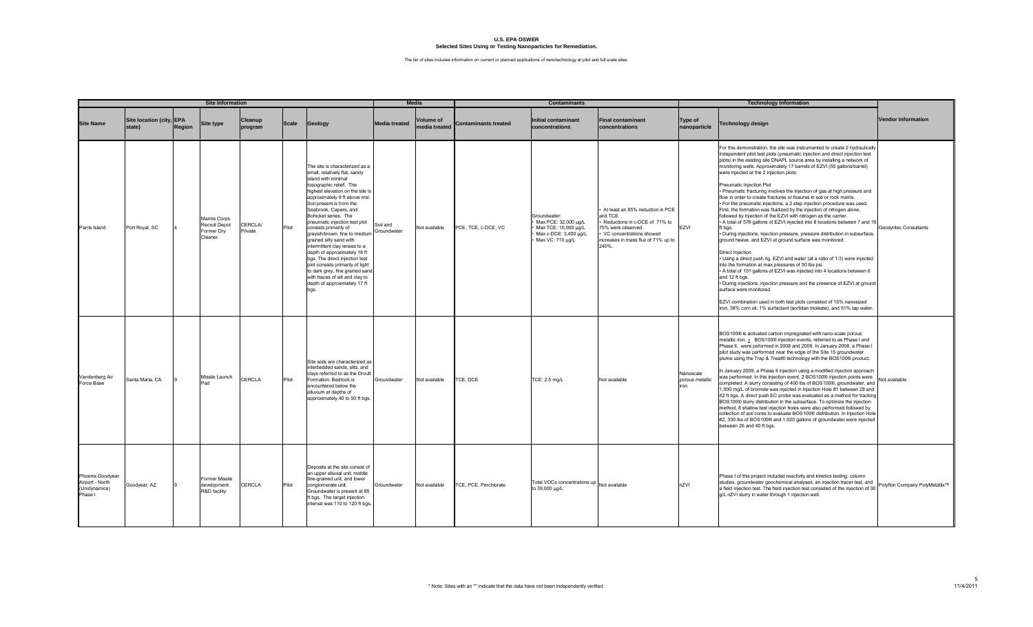# U.S. EPA OSWER
## Selected Sites Using or Testing Nanoparticles for Remediation.

The list of sites includes information on current or planned applications of nanotechnology at pilot and full scale sites.

| Site Information | | | | | | | Media | | Contaminants | | | Technology Information | | |
|---|---|---|---|---|---|---|---|---|---|---|---|---|---|---|
| Site Name | Site location (city, state) | EPA Region | Site type | Cleanup program | Scale | Geology | Media treated | Volume of media treated | Contaminants treated | Initial contaminant concentrations | Final contaminant concentrations | Type of nanoparticle | Technology design | Vendor Information |
| Parris Island | Port Royal, SC | 4 | Marine Corps Recruit Depot Former Dry Cleaner | CERCLA/ Private | Pilot | The site is characterized as a small, relatively flat, sandy island with minimal topographic relief. The highest elevation on the site is approximately 9 ft above msl. Soil present is from the Seabrook, Capers, and Bohicket series. The pneumatic injection test plot consists primarily of grayish/brown, fine to medium grained silty sand with intermittent clay lenses to a depth of approximately 18 ft bgs. The direct injection test plot consists primarily of light to dark grey, fine grained sand with traces of silt and clay to depth of approximately 17 ft bgs. | Soil and Groundwater | Not available | PCE, TCE, c-DCE, VC | Groundwater:<br>• Max PCE: 32,000 µg/L<br>• Max TCE: 10,000 µg/L<br>• Max c-DCE: 3,400 µg/L<br>• Max VC: 710 µg/L | • At least an 85% reduction in PCE and TCE.<br>• Reductions in c-DCE of 71% to 75% were observed.<br>• VC concentrations showed increases in a mass flux of 71% up to 240%. | EZVI | For this demonstration, the site was instrumented to create 2 hydraulically independent pilot test plots (pneumatic injection and direct injection test plots) in the existing site DNAPL source area by installing a network of monitoring wells. Approximately 17 barrels of EZVI (55 gallons/barrel) were injected at the 2 injection plots:<br><br>Pneumatic Injection Plot<br>• Pneumatic fracturing involves the injection of gas at high pressure and flow in order to create fractures or fissures in soil or rock matrix.<br>• For the pneumatic injections, a 2 step injection procedure was used. First, the formation was fluidized by the injection of nitrogen alone, followed by injection of the EZVI with nitrogen as the carrier.<br>• A total of 576 gallons of EZVI injected into 8 locations between 7 and 19 ft bgs.<br>• During injections, injection pressure, pressure distribution in subsurface, ground heave, and EZVI at ground surface was monitored.<br><br>Direct Injection<br>• Using a direct push rig, EZVI and water (at a ratio of 1:3) were injected into the formation at max pressures of 50 lbs psi.<br>• A total of 151 gallons of EZVI was injected into 4 locations between 6 and 12 ft bgs.<br>• During injections, injection pressure and the presence of EZVI at ground surface were monitored.<br><br>EZVI combination used in both test plots consisted of 10% nanosized iron, 38% corn oil, 1% surfactant (sorbitan trioleate), and 51% tap water. | Geosyntec Consultants |
| Vandenberg Air Force Base | Santa Maria, CA | 9 | Missile Launch Pad | CERCLA | Pilot | Site soils are characterized as interbedded sands, silts, and clays referred to as the Orcutt Formation. Bedrock is encountered below the alluvium at depths of approximately 40 to 50 ft bgs. | Groundwater | Not available | TCE, DCE | TCE: 2.5 mg/L | Not available | Nanoscale porous metallic iron | BOS100® is activated carbon impregnated with nano-scale porous metallic iron. 2 BOS100® injection events, referred to as Phase I and Phase II, were performed in 2008 and 2009. In January 2008, a Phase I pilot study was performed near the edge of the Site 15 groundwater plume using the Trap & Treat® technology with the BOS100® product.<br><br>In January 2009, a Phase II injection using a modified injection approach was performed. In this injection event, 2 BOS100® injection points were completed. A slurry consisting of 400 lbs of BOS100®, groundwater, and 1,000 mg/L of bromide was injected in Injection Hole #1 between 28 and 42 ft bgs. A direct push EC probe was evaluated as a method for tracking BOS100® slurry distribution in the subsurface. To optimize the injection method, 8 shallow test injection holes were also performed followed by collection of soil cores to evaluate BOS100® distribution. In Injection Hole #2, 330 lbs of BOS100® and 1,920 gallons of groundwater were injected between 26 and 40 ft bgs. | Not available |
| Phoenix Goodyear Airport - North (Unidynamics) Phase I | Goodyear, AZ | 9 | Former Missile development R&D facility | CERCLA | Pilot | Deposits at the site consist of an upper alluvial unit, middle fine-grained unit, and lower conglomerate unit. Groundwater is present at 85 ft bgs. The target injection interval was 110 to 120 ft bgs. | Groundwater | Not available | TCE, PCE, Perchlorate | Total VOCs concentrations up to 39,000 µg/L. | Not available | nZVI | Phase I of this project included reactivity and kinetics testing, column studies, groundwater geochemical analyses, an injection tracer test, and a field injection test. The field injection test consisted of the injection of 30 g/L nZVI slurry in water through 1 injection well. | Polyflon Company PolyMetallix™ |

\* Note: Sites with an "*" indicate that the data have not been independently verified.

11/4/2011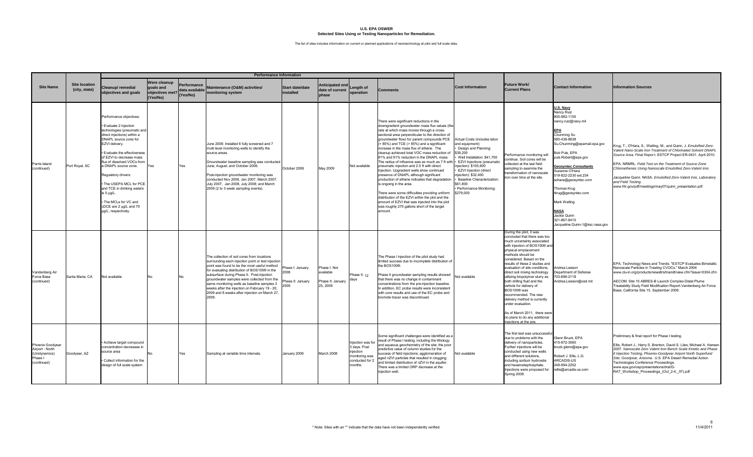# U.S. EPA OSWER
## Selected Sites Using or Testing Nanoparticles for Remediation.

The list of sites includes information on current or planned applications of nanotechnology at pilot and full scale sites.

| Site Name | Site location (city, state) | Performance Information | | | | | | | | Cost Information | Future Work/ Current Plans | Contact Information | Information Sources |
|---|---|---|---|---|---|---|---|---|---|---|---|---|---|
| | | Cleanup/ remedial objectives and goals | Were cleanup goals and objectives met? (Yes/No) | Performance data available (Yes/No) | Maintenance (O&M) activities/ monitoring system | Start date/date installed | Anticipated end date of current phase | Length of operation | Comments | | | | |
| Parris Island (continued) | Port Royal, SC | Performance objectives:<br>• Evaluate 2 injection technologies (pneumatic and direct injections) within a DNAPL source zone for EZVI delivery.<br>• Evaluate the effectiveness of EZVI to decrease mass flux of dissolved VOCs from a DNAPL source zone.<br>Regulatory drivers:<br>• The USEPA MCL for PCE and TCE in drinking waters is 5 µg/L.<br>• The MCLs for VC and cDCE are 2 µg/L and 70 µg/L, respectively. | Yes | Yes | June 2006: Installed 6 fully screened and 7 multi level monitoring wells to identify the source areas.<br>Groundwater baseline sampling was conducted June, August, and October 2006.<br>Post-injection groundwater monitoring was conducted Nov 2006, Jan 2007, March 2007, July 2007, Jan 2008, July 2008; and March 2009 (2 to 3 week sampling events). | October 2006 | May 2009 | Not available | There were significant reductions in the downgradient groundwater mass flux values (the rate at which mass moves through a cross-sectional area perpendicular to the direction of groundwater flow) for parent compounds PCE (> 85%) and TCE (> 85%) and a significant increase in the mass flux of ethene. The cleanup achieved total VOC mass reduction of 81% and 91% reduction in the DNAPL mass. The radius of influence was as much as 7 ft with pneumatic injection and 2.5 ft with direct injection. Upgradient wells show continued presence of DNAPL although significant production of ethene indicates that degradation is ongoing in the area.<br>There were some difficulties providing uniform distribution of the EZVI within the plot and the amount of EZVI that was injected into the plot was roughly 275 gallons short of the target amount. | Actual Costs (includes labor and equipment):<br>• Design and Planning: $39,200<br>• Well Installation: $41,700<br>• EZVI Injections (pneumatic injection): $105,600<br>• EZVI Injection (direct injection): $32,400<br>• Baseline Characterization: $61,800<br>• Performance Monitoring: $279,000 | Performance monitoring will continue. Soil cores will be collected at the last field sampling to examine the transformation of nanoscale iron over time at the site. | **U.S. Navy**<br>Nancy Ruiz<br>805-982-1155<br>nancy.ruiz@navy.mil<br>**EPA**<br>Chunming Su<br>580-436-8638<br>Su.Chunming@epamail.epa.gov<br>Bob Puls, EPA<br>puls.Robert@epa.gov<br>**Geosyntec Consultants**<br>Suzanne O'Hara<br>519-822-2230 ext.234<br>sohara@geosyntec.com<br>Thomas Krug<br>tkrug@geosyntec.com<br>Mark Watling<br>**NASA**<br>Jackie Quinn<br>321-867-8410<br>Jacqueline.Quinn-1@ksc.nasa.gov | Krug, T., O'Hara, S., Watling, M., and Quinn, J. *Emulsified Zero-Valent Nano-Scale Iron Treatment of Chlorinated Solvent DNAPL Source Area. Final Report*. ESTCP Project ER-0431. April 2010.<br>EPA. NRMRL. *Field Test on the Treatment of Source Zone Chloroethenes Using Nanoscale Emulsified Zero-Valent Iron.*<br>Jacqueline Quinn. NASA. *Emulsified Zero-Valent Iron, Laboratory and Field Testing*.<br>www.frtr.gov/pdf/meetings/may07/quinn_presentation.pdf |
| Vandenberg Air Force Base (continued) | Santa Maria, CA | Not available | No | No | The collection of soil cores from locations surrounding each injection point or test injection point was found to be the most useful method for evaluating distribution of BOS100® in the subsurface during Phase II. Post-injection groundwater samples were collected from the same monitoring wells as baseline samples 3 weeks after the injection on February 19 - 20, 2009 and 8 weeks after injection on March 27, 2009. | Phase I: January 2008<br>Phase II: January 2009 | Phase I: Not available<br>Phase II: January 25, 2009 | Phase II: 12 days | The Phase I injection of the pilot study had limited success due to incomplete distribution of the BOS100®.<br>Phase II groundwater sampling results showed that there was no change in contaminant concentrations from the pre-injection baseline. In addition, EC probe results were inconsistent with core results and use of the EC probe and bromide tracer was discontinued. | Not available | During the pilot, it was concluded that there was too much uncertainty associated with injection of BOS100® and physical emplacement methods should be considered. Based on the results of these 2 studies and evaluation of site conditions, direct soil mixing technology utilizing biopolymer slurry as both drilling fluid and the vehicle for delivery of BOS100® was recommended. The new delivery method is currently under evaluation.<br>As of March 2011, there were no plans to do any additional injections at the sire. | Andrea Leeson<br>Department of Defense<br>703-696-2118<br>Andrea.Leeson@osd.mil | EPA. Technology News and Trends. "ESTCP Evaluates Bimetallic Nanoscale Particles in Treating CVOCs." March 2004<br>www.clu-in.org/products/newsltrs/tnandt/view.cfm?issue=0304.cfm<br>AECOM. Site 15 ABRES-B Launch Complex Distal Plume Treatability Study Field Modification Report.Vandenberg Air Force Base, California Site 15. September 2009. |
| Phoenix Goodyear Airport - North (Unidynamics) Phase I (continued) | Goodyear, AZ | • Achieve target compound concentration decreases in source area<br>• Collect information for the design of full scale system | No | Yes | Sampling at variable time intervals. | January 2006 | March 2008 | Injection was for 3 days. Post injection monitoring was conducted for 2 months. | Some significant challenges were identified as a result of Phase I testing, including the lithology and aqueous geochemistry of the site; the poor predictive value of column studies for the success of field injections; agglomeration of aged nZVI particles that resulted in clogging; and limited distribution of nZVI in the aquifer. There was a limited ORP decrease at the injection well. | Not available | The first test was unsuccessful due to problems with the delivery of nanoparticles. Further injections will be conducted using new wells and different solutions, including sodium hydroxide and hexametaphosphate. Injections were proposed for Spring 2008. | Glenn Bruck, EPA<br>415-972-3060<br>bruck.glenn@epa.gov<br>Robert J. Ellis, L.G.<br>ARCADIS-US<br>248-994-2252<br>rellis@arcadis-us.com | Preliminary & final report for Phase I testing.<br>Ellis, Robert J., Harry S. Brenton, David S. Liles; Michael A. Hansen. 2007. *Nanoscale Zero Valent Iron Bench Scale Kinetic and Phase II Injection Testing, Phoenix-Goodyear Airport North Superfund Site, Goodyear, Arizona* . U.S. EPA Desert Remedial Action Technologies Conference Proceedings.<br>www.epa.gov/osp/presentations/drat/D-RAT_Workshop_Proceedings_(Oct_2-4,_07).pdf |

\* Note: Sites with an "*" indicate that the data have not been independently verified.

11/4/2011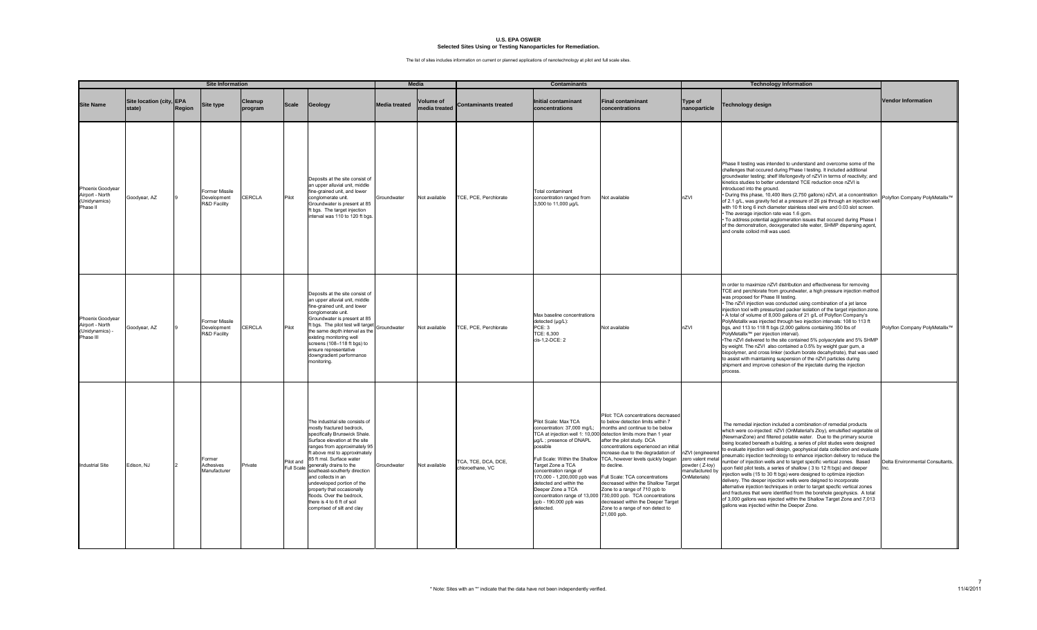# U.S. EPA OSWER
## Selected Sites Using or Testing Nanoparticles for Remediation.

The list of sites includes information on current or planned applications of nanotechnology at pilot and full scale sites.

| Site Information | | | | | | | Media | | Contaminants | | | Technology Information | | |
|---|---|---|---|---|---|---|---|---|---|---|---|---|---|---|
| **Site Name** | **Site location (city, state)** | **EPA Region** | **Site type** | **Cleanup program** | **Scale** | **Geology** | **Media treated** | **Volume of media treated** | **Contaminants treated** | **Initial contaminant concentrations** | **Final contaminant concentrations** | **Type of nanoparticle** | **Technology design** | **Vendor Information** |
| Phoenix Goodyear Airport - North (Unidynamics) Phase II | Goodyear, AZ | 9 | Former Missile Development R&D Facility | CERCLA | Pilot | Deposits at the site consist of an upper alluvial unit, middle fine-grained unit, and lower conglomerate unit. Groundwater is present at 85 ft bgs. The target injection interval was 110 to 120 ft bgs. | Groundwater | Not available | TCE, PCE, Perchlorate | Total contaminant concentration ranged from 3,500 to 11,000 µg/L | Not available | nZVI | Phase II testing was intended to understand and overcome some of the challenges that occured during Phase I testing. It included additional groundwater testing; shelf life/longevity of nZVI in terms of reactivity; and kinetics studies to better understand TCE reduction once nZVI is introduced into the ground.<br>• During this phase, 10,400 liters (2,750 gallons) nZVI, at a concentration of 2.1 g/L, was gravity fed at a pressure of 26 psi through an injection well with 10 ft long 6 inch diameter stainless steel wire and 0.03 slot screen.<br>• The average injection rate was 1.6 gpm.<br>• To address potential agglomeration issues that occured during Phase I of the demonstration, deoxygenated site water, SHMP dispersing agent, and onsite colloid mill was used. | Polyflon Company PolyMetallix™ |
| Phoenix Goodyear Airport - North (Unidynamics) - Phase III | Goodyear, AZ | 9 | Former Missile Development R&D Facility | CERCLA | Pilot | Deposits at the site consist of an upper alluvial unit, middle fine-grained unit, and lower conglomerate unit. Groundwater is present at 85 ft bgs. The pilot test will target the same depth interval as the existing monitoring well screens (108–118 ft bgs) to ensure representative downgradient performance monitoring. | Groundwater | Not available | TCE, PCE, Perchlorate | Max baseline concentrations detected (µg/L):<br>PCE: 3<br>TCE: 6,300<br>cis-1,2-DCE: 2 | Not available | nZVI | In order to maximize nZVI distribution and effectiveness for removing TCE and perchlorate from groundwater, a high pressure injection method was proposed for Phase III testing.<br>• The nZVI injection was conducted using combination of a jet lance injection tool with pressurized packer isolation of the target injection zone.<br>• A total of volume of 8,000 gallons of 21 g/L of Polyflon Company's PolyMetallix was injected through two injection intervals: 108 to 113 ft bgs, and 113 to 118 ft bgs (2,000 gallons containing 350 lbs of PolyMetallix™ per injection interval).<br>•The nZVI delivered to the site contained 5% polyacrylate and 5% SHMP by weight. The nZVI also contained a 0.5% by weight guar gum, a biopolymer, and cross linker (sodium borate decahydrate), that was used to assist with maintaining suspension of the nZVI particles during shipment and improve cohesion of the injectate during the injection process. | Polyflon Company PolyMetallix™ |
| Industrial Site | Edison, NJ | 2 | Former Adhesives Manufacturer | Private | Pilot and Full Scale | The industrial site consists of mostly fractured bedrock, specifically Brunswick Shale. Surface elevation at the site ranges from approximately 95 ft above msl to approximately 85 ft msl. Surface water generally drains to the southeast-southerly direction and collects in an undeveloped portion of the property that occasionally floods. Over the bedrock, there is 4 to 6 ft of soil comprised of silt and clay | Groundwater | Not available | TCA, TCE, DCA, DCE, chloroethane, VC | Pilot Scale: Max TCA concentration: 37,000 mg/L; TCA at injection well 1: 10,000 µg/L ; presence of DNAPL possible<br><br>Full Scale: Within the Shallow Target Zone a TCA concentration range of 170,000 - 1,200,000 ppb was detected and within the Deeper Zone a TCA concentration range of 13,000 ppb - 190,000 ppb was detected. | Pilot: TCA concentrations decreased to below detection limits within 7 months and continue to be below detection limits more than 1 year after the pilot study. DCA concentrations experienced an initial increase due to the degradation of TCA, however levels quickly began to decline.<br><br>Full Scale: TCA concentrations decreased within the Shallow Target Zone to a range of 710 ppb to 730,000 ppb. TCA concentrations decreased within the Deeper Target Zone to a range of non detect to 21,000 ppb. | nZVI (engineered zero valent metal powder ( Z-loy) manufactured by OnMaterials) | The remedial injection included a combination of remedial products which were co-injected: nZVI (OnMaterial's Zloy), emulsified vegetable oil (NewmanZone) and filtered potable water. Due to the primary source being located beneath a building, a series of pilot studes were designed to evaluate injection well design, geophysical data collection and evaluate pneumatic injection technology to enhance injection delivery to reduce the number of injection wells and to target specific vertical zones. Based upon field pilot tests, a series of shallow ( 3 to 12 ft bgs) and deeper injection wells (15 to 30 ft bgs) were designed to optimize injection delivery. The deeper injection wells were deigned to incorporate alternative injection techniques in order to target specfic vertical zones and fractures that were identified from the borehole geophysics. A total of 3,000 gallons was injected within the Shallow Target Zone and 7,013 gallons was injected within the Deeper Zone. | Delta Environmental Consultants, Inc. |

\* Note: Sites with an "*" indicate that the data have not been independently verified.

11/4/2011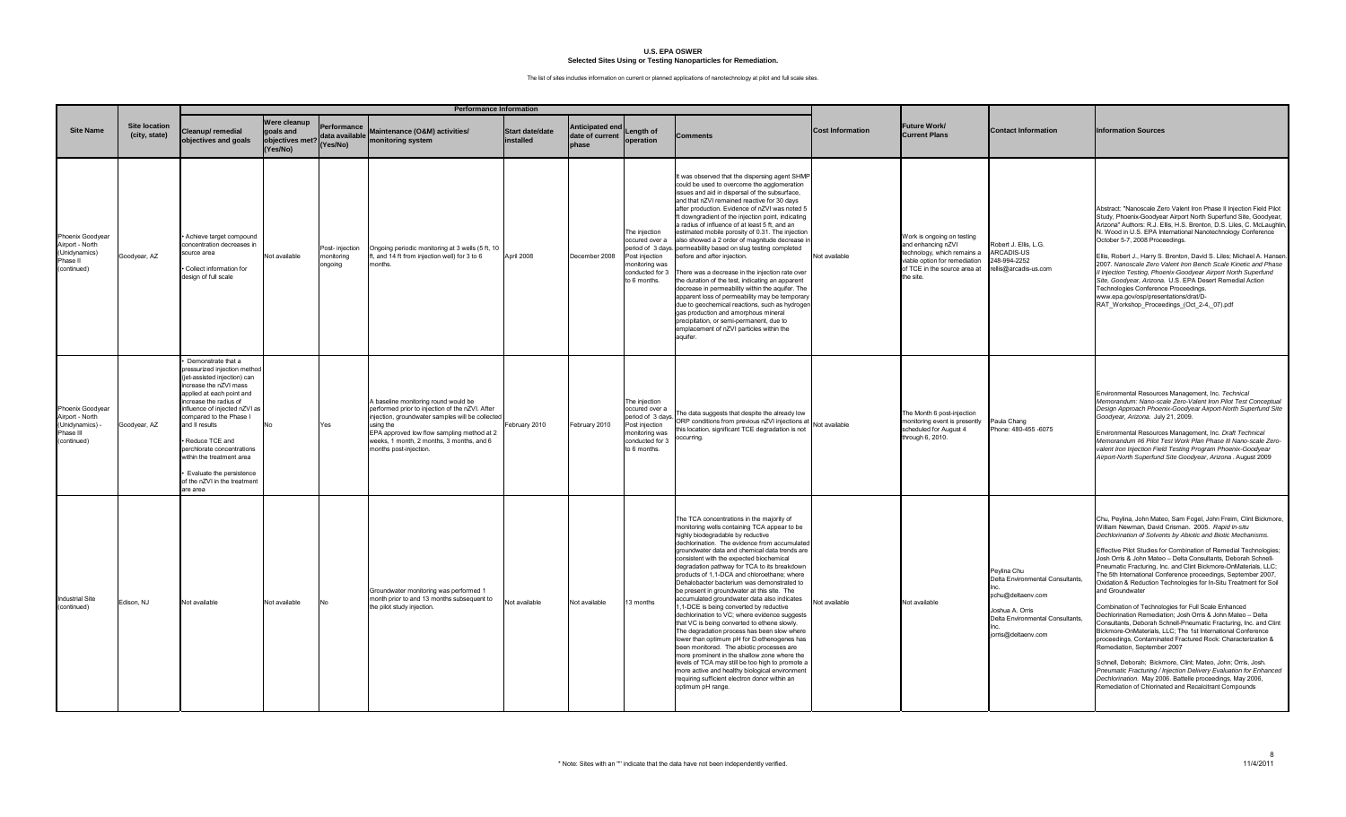# U.S. EPA OSWER

## Selected Sites Using or Testing Nanoparticles for Remediation.

The list of sites includes information on current or planned applications of nanotechnology at pilot and full scale sites.

| Site Name | Site location (city, state) | Performance Information | | | | | | | | Cost Information | Future Work/ Current Plans | Contact Information | Information Sources |
|---|---|---|---|---|---|---|---|---|---|---|---|---|---|
| | | Cleanup/ remedial objectives and goals | Were cleanup goals and objectives met? (Yes/No) | Performance data available (Yes/No) | Maintenance (O&M) activities/ monitoring system | Start date/date installed | Anticipated end date of current phase | Length of operation | Comments | | | | |
| Phoenix Goodyear Airport - North (Unidynamics) Phase II (continued) | Goodyear, AZ | • Achieve target compound concentration decreases in source area<br>• Collect information for design of full scale | Not available | Post- injection monitoring ongoing | Ongoing periodic monitoring at 3 wells (5 ft, 10 ft, and 14 ft from injection well) for 3 to 6 months. | April 2008 | December 2008 | The injection occured over a period of 3 days. Post injection monitoring was conducted for 3 to 6 months. | It was observed that the dispersing agent SHMP could be used to overcome the agglomeration issues and aid in dispersal of the subsurface, and that nZVI remained reactive for 30 days after production. Evidence of nZVI was noted 5 ft downgradient of the injection point, indicating a radius of influence of at least 5 ft, and an estimated mobile porosity of 0.31. The injection also showed a 2 order of magnitude decrease in permeability based on slug testing completed before and after injection.<br><br>There was a decrease in the injection rate over the duration of the test, indicating an apparent decrease in permeability within the aquifer. The apparent loss of permeability may be temporary due to geochemical reactions, such as hydrogen gas production and amorphous mineral precipitation, or semi-permanent, due to emplacement of nZVI particles within the aquifer. | Not available | Work is ongoing on testing and enhancing nZVI technology, which remains a viable option for remediation of TCE in the source area at the site. | Robert J. Ellis, L.G.<br>ARCADIS-US<br>248-994-2252<br>rellis@arcadis-us.com | Abstract: "Nanoscale Zero Valent Iron Phase II Injection Field Pilot Study, Phoenix-Goodyear Airport North Superfund Site, Goodyear, Arizona" Authors: R.J. Ellis, H.S. Brenton, D.S. Liles, C. McLaughlin, N. Wood in U.S. EPA International Nanotechnology Conference October 5-7, 2008 Proceedings.<br><br>Ellis, Robert J., Harry S. Brenton, David S. Liles; Michael A. Hansen. 2007. *Nanoscale Zero Valent Iron Bench Scale Kinetic and Phase II Injection Testing, Phoenix-Goodyear Airport North Superfund Site, Goodyear, Arizona.* U.S. EPA Desert Remedial Action Technologies Conference Proceedings. www.epa.gov/osp/presentations/drat/D-RAT_Workshop_Proceedings_(Oct_2-4,_07).pdf |
| Phoenix Goodyear Airport - North (Unidynamics) - Phase III (continued) | Goodyear, AZ | • Demonstrate that a pressurized injection method (jet-assisted injection) can increase the nZVI mass applied at each point and increase the radius of influence of injected nZVI as compared to the Phase I and II results<br>• Reduce TCE and perchlorate concentrations within the treatment area<br>• Evaluate the persistence of the nZVI in the treatment are area | No | Yes | A baseline monitoring round would be performed prior to injection of the nZVI. After injection, groundwater samples will be collected using the EPA approved low flow sampling method at 2 weeks, 1 month, 2 months, 3 months, and 6 months post-injection. | February 2010 | February 2010 | The injection occured over a period of 3 days. Post injection monitoring was conducted for 3 to 6 months. | The data suggests that despite the already low ORP conditions from previous nZVI injections at this location, significant TCE degradation is not occurring. | Not available | The Month 6 post-injection monitoring event is presently scheduled for August 4 through 6, 2010. | Paula Chang<br>Phone: 480-455 -6075 | Environmental Resources Management, Inc. *Technical Memorandum: Nano-scale Zero-Valent Iron Pilot Test Conceptual Design Approach Phoenix-Goodyear Airport-North Superfund Site Goodyear, Arizona.* July 21, 2009.<br><br>Environmental Resources Management, Inc. *Draft Technical Memorandum #6 Pilot Test Work Plan Phase III Nano-scale Zero-valent Iron Injection Field Testing Program Phoenix-Goodyear Airport-North Superfund Site Goodyear, Arizona*. August 2009 |
| Industrial Site (continued) | Edison, NJ | Not available | Not available | No | Groundwater monitoring was performed 1 month prior to and 13 months subsequent to the pilot study injection. | Not available | Not available | 13 months | The TCA concentrations in the majority of monitoring wells containing TCA appear to be highly biodegradable by reductive dechlorination. The evidence from accumulated groundwater data and chemical data trends are consistent with the expected biochemical degradation pathway for TCA to its breakdown products of 1,1-DCA and chloroethane; where Dehalobacter bacterium was demonstrated to be present in groundwater at this site. The accumulated groundwater data also indicates 1,1-DCE is being converted by reductive dechlorination to VC; where evidence suggests that VC is being converted to ethene slowly. The degradation process has been slow where lower than optimum pH for D.ethenogenes has been monitored. The abiotic processes are more prominent in the shallow zone where the levels of TCA may still be too high to promote a more active and healthy biological environment requiring sufficient electron donor within an optimum pH range. | Not available | Not available | Peylina Chu<br>Delta Environmental Consultants, Inc.<br>pchu@deltaenv.com<br><br>Joshua A. Orris<br>Delta Environmental Consultants, Inc.<br>jorris@deltaenv.com | Chu, Peylina, John Mateo, Sam Fogel, John Freim, Clint Bickmore, William Newman, David Crisman. 2005. *Rapid In-situ Dechlorination of Solvents by Abiotic and Biotic Mechanisms.*<br><br>Effective Pilot Studies for Combination of Remedial Technologies; Josh Orris & John Mateo – Delta Consultants, Deborah Schnell-Pneumatic Fracturing, Inc. and Clint Bickmore-OnMaterials, LLC; The 5th International Conference proceedings, September 2007. Oxidation & Reduction Technologies for In-Situ Treatment for Soil and Groundwater<br><br>Combination of Technologies for Full Scale Enhanced Dechlorination Remediation; Josh Orris & John Mateo – Delta Consultants, Deborah Schnell-Pneumatic Fracturing, Inc. and Clint Bickmore-OnMaterials, LLC; The 1st International Conference proceedings. Contaminated Fractured Rock: Characterization & Remediation, September 2007<br><br>Schnell, Deborah; Bickmore, Clint; Mateo, John; Orris, Josh. *Pneumatic Fracturing / Injection Delivery Evaluation for Enhanced Dechlorination.* May 2006. Battelle proceedings, May 2006, Remediation of Chlorinated and Recalcitrant Compounds |

\* Note: Sites with an "\*" indicate that the data have not been independently verified.

11/4/2011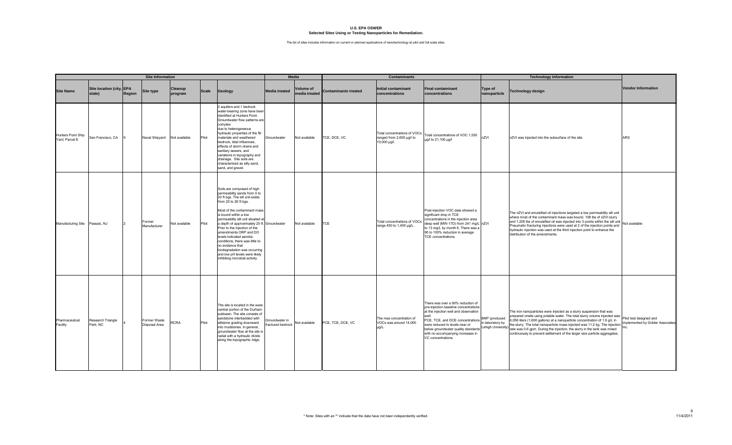**U.S. EPA OSWER**
**Selected Sites Using or Testing Nanoparticles for Remediation.**

The list of sites includes information on current or planned applications of nanotechnology at pilot and full scale sites.

| Site Information | | | | | | | Media | | Contaminants | | | Technology Information | | |
|---|---|---|---|---|---|---|---|---|---|---|---|---|---|---|
| **Site Name** | **Site location (city, state)** | **EPA Region** | **Site type** | **Cleanup program** | **Scale** | **Geology** | **Media treated** | **Volume of media treated** | **Contaminants treated** | **Initial contaminant concentrations** | **Final contaminant concentrations** | **Type of nanoparticle** | **Technology design** | **Vendor Information** |
| Hunters Point Ship Yard, Parcel E | San Francisco, CA | 9 | Naval Shipyard | Not available | Pilot | 2 aquifers and 1 bedrock water-bearing zone have been identified at Hunters Point. Groundwater flow patterns are complex due to heterogeneous hydraulic properties of the fill materials and weathered bedrock, tidal influences, effects of storm drains and sanitary sewers, and variations in topography and drainage. Site soils are characterized as silty sand, sand, and gravel. | Groundwater | Not available | TCE, DCE, VC | Total concentrations of VOCs ranged from 2,600 µg/l to 10,000 µg/l. | Total concentrations of VOC 1,530 µg/l to 21,100 µg/l | nZVI | nZVI was injected into the subsurface of the site. | ARS |
| Manufacturing Site | Passaic, NJ | 2 | Former Manufacturer | Not available | Pilot | Soils are composed of high permeability sands from 0 to 20 ft bgs. The silt unit exists from 20 to 26 ft bgs. Most of the contaminant mass is bound within a low permeability silt unit situated at a depth of approximately 20 ft. Prior to the injection of the amendments ORP and DO levels indicated aerobic conditions, there was little to no evidence that biodegradation was occurring and low pH levels were likely inhibiting microbial activity. | Groundwater | Not available | TCE | Total concentrations of VOCs range 450 to 1,400 µg/L. | Post-injection VOC data showed a significant drop in TCE concentrations in the injection area deep well (MW-17D) from 241 mg/L to 13 mg/L by month 6. There was a 90 to 100% reduction in average TCE concentrations. | nZVI | The nZVI and emulsified oil injections targeted a low permeability silt unit where most of the contaminant mass was bound. 108 lbs of nZVI slurry and 1,200 lbs of emulsified oil was injected into 3 points within the silt unit. Pneumatic fracturing injections were used at 2 of the injection points and hydraulic injection was used at the third injection point to enhance the distribution of the amendments. | Not available |
| Pharmaceutical Facility | Research Triangle Park, NC | 4 | Former Waste Disposal Area | RCRA | Pilot | The site is located in the west-central portion of the Durham subbasin. The site consists of sandstone interbedded with siltstone grading downward into mudstones. In general, groundwater flow at the site is radial with a hydraulic divide along the topographic ridge. | Groundwater in fractured bedrock | Not available | PCE, TCE, DCE, VC | The max concentration of VOCs was around 14,000 µg/L. | There was over a 90% reduction of pre-injection baseline concentrations at the injection well and observation well. PCE, TCE, and DCE concentrations were reduced to levels near or below groundwater quality standards with no accompanying increases in VC concentrations. | BNP (produced in laboratory by Lehigh University) | The iron nanoparticles were injected as a slurry suspension that was prepared onsite using potable water. The total slurry volume injected was 6,056 liters (1,600 gallons) at a nanoparticle concentration of 1.9 g/L in the slurry. The total nanoparticle mass injected was 11.2 kg. The injection rate was 0.6 gpm. During the injection, the slurry in the tank was mixed continuously to prevent settlement of the larger size particle aggregates. | Pilot test designed and implemented by Golder Associates Inc. |

\* Note: Sites with an "*" indicate that the data have not been independently verified.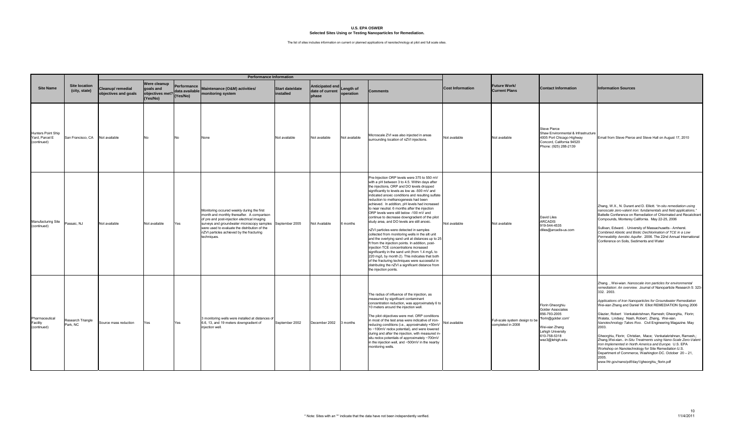**U.S. EPA OSWER**
**Selected Sites Using or Testing Nanoparticles for Remediation.**

The list of sites includes information on current or planned applications of nanotechnology at pilot and full scale sites.

| Site Name | Site location (city, state) | Performance Information | | | | | | | | Cost Information | Future Work/ Current Plans | Contact Information | Information Sources |
|---|---|---|---|---|---|---|---|---|---|---|---|---|---|
| | | Cleanup/ remedial objectives and goals | Were cleanup goals and objectives met? (Yes/No) | Performance data available (Yes/No) | Maintenance (O&M) activities/ monitoring system | Start date/date installed | Anticipated end date of current phase | Length of operation | Comments | | | | |
| Hunters Point Ship Yard, Parcel E (continued) | San Francisco, CA | Not available | No | No | None | Not available | Not available | Not available | Microscale ZVI was also injected in areas surrounding location of nZVI injections. | Not available | Not available | Steve Pierce<br>Shaw Environmental & Infrastructure<br>4005 Port Chicago Highway<br>Concord, California 94520<br>Phone: (925) 288-2139 | Email from Steve Pierce and Steve Hall on August 17, 2010 |
| Manufacturing Site (continued) | Passaic, NJ | Not available | Not available | Yes | Monitoring occured weekly during the first month and monthly thereafter. A comparison of pre and post-injection electrical imaging surveys and groundwater microscopy samples were used to evaluate the distribution of the nZVI particles achieved by the fracturing techniques. | September 2005 | Not Available | 6 months | Pre-Injection ORP levels were 375 to 550 mV with a pH between 3 to 4.5. Within days after the injections, ORP and DO levels dropped significantly to levels as low as -500 mV and indicated anoxic conditions and resulting sulfate reduction to methanogenesis had been achieved. In addition, pH levels had increased to near neutral. 6 months after the injection ORP levels were still below -100 mV and continue to decrease downgradient of the pilot study area, and DO levels are still anoxic.<br><br>nZVI particles were detected in samples collected from monitoring wells in the silt unit and the overlying sand unit at distances up to 25 ft from the injection points. In addition, post-injection TCE concentrations increased significantly in the sand unit (from 1.4 mg/L to 220 mg/L by month 2). This indicates that both of the fracturing techniques were successful in distributing the nZVI a significant distance from the injection points. | Not available | Not available | David Liles<br>ARCADIS<br>919-544-4535<br>dliles@arcadis-us.com | Zhang, W.X., N. Durant and D. Elliott. "*In-situ remediation using nanoscale zero-valent iron: fundamentals and field applications.*" Battelle Conference on Remediation of Chlorinated and Recalcitrant Compounds, Monterey California. May 22-25, 2006<br><br>Sullivan, Edward. . University of Massachusetts - Amherst. *Combined Abiotic and Biotic Dechlorination of TCE in a Low Permeability Aerobic Aquifer.* 2006. The 22nd Annual International Conference on Soils, Sediments and Water |
| Pharmaceutical Facility (continued) | Research Triangle Park, NC | Source mass reduction | Yes | Yes | 3 monitoring wells were installed at distances of 6.6, 13, and 19 meters downgradient of injection well. | September 2002 | December 2002 | 3 months | The radius of influence of the injection, as measured by significant contaminant concentration reduction, was approximately 6 to 10 meters around the injection well.<br><br>The pilot objectives were met. ORP conditions in most of the test area were indicative of iron-reducing conditions (i.e., approximately +50mV to −100mV redox potential), and were lowered during and after the injection, with measured in-situ redox potentials of approximately −700mV in the injection well, and −500mV in the nearby monitoring wells. | Not available | Full-scale system design to be completed in 2008 | Florin Gheorghiu<br>Golder Associates<br>856-793-2005<br>'florin@golder.com'<br><br>Wei-xian Zhang<br>Lehigh University<br>610-758-5318<br>wez3@lehigh.edu | Zhang, , Wei-wian. *Nanoscale iron particles for environmental remediation: An overview.* Journal of Nanoparticle Research 5: 323-332. 2003.<br><br>*Applications of Iron Nanoparticles for Groundwater Remediation* Wei-xian Zhang and Daniel W. Elliot REMEDIATION Spring 2006<br><br>Glazier, Robert Venkatakrishnan, Ramesh; Gheorghiu, Florin; Walata, Lindsey; Nash, Robert; Zhang, Wei-xian. *Nanotechnology Takes Roo.* Civil Engineering Magazine. May 2003.<br><br>Gheorghiu, Florin; Christian, Mace; Venkatakrishnan, Ramesh,; Zhang,Wei-xian,. *In-Situ Treatments using Nano-Scale Zero-Valent Iron Implemented in North America and Europe.* U.S. EPA Workshop on Nanotechnology for Site Remediation U.S. Department of Commerce, Washington DC. October 20 – 21, 2005.<br>www.frtr.gov/nano/pdf/day1/gheorghiu_florin.pdf |

\* Note: Sites with an "*" indicate that the data have not been independently verified.

11/4/2011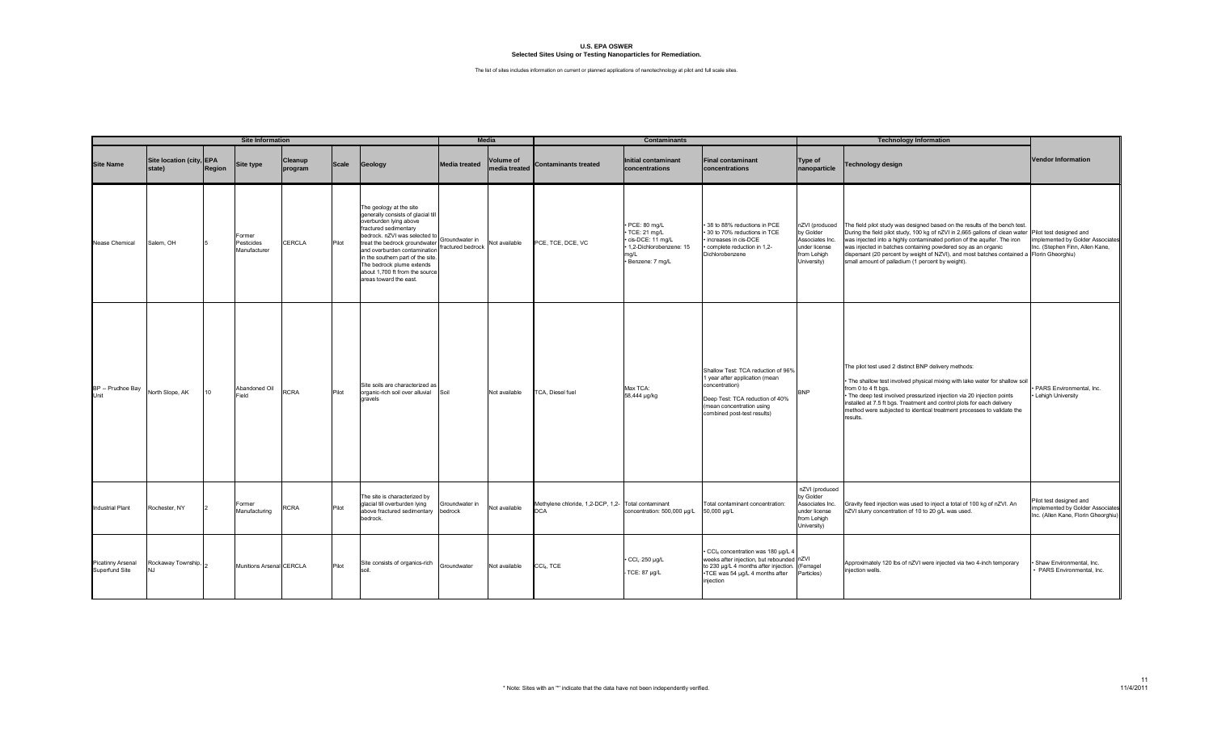# U.S. EPA OSWER
## Selected Sites Using or Testing Nanoparticles for Remediation.

The list of sites includes information on current or planned applications of nanotechnology at pilot and full scale sites.

| Site Information | | | | | | | Media | | Contaminants | | | Technology Information | | |
|---|---|---|---|---|---|---|---|---|---|---|---|---|---|---|
| Site Name | Site location (city, state) | EPA Region | Site type | Cleanup program | Scale | Geology | Media treated | Volume of media treated | Contaminants treated | Initial contaminant concentrations | Final contaminant concentrations | Type of nanoparticle | Technology design | Vendor Information |
| Nease Chemical | Salem, OH | 5 | Former Pesticides Manufacturer | CERCLA | Pilot | The geology at the site generally consists of glacial till overburden lying above fractured sedimentary bedrock. nZVI was selected to treat the bedrock groundwater and overburden contamination in the southern part of the site. The bedrock plume extends about 1,700 ft from the source areas toward the east. | Groundwater in fractured bedrock | Not available | PCE, TCE, DCE, VC | • PCE: 80 mg/L<br>• TCE: 21 mg/L<br>• cis-DCE: 11 mg/L<br>• 1,2-Dichlorobenzene: 15 mg/L<br>• Benzene: 7 mg/L | • 38 to 88% reductions in PCE<br>• 30 to 70% reductions in TCE<br>• increases in cis-DCE<br>• complete reduction in 1,2-Dichlorobenzene | nZVI (produced by Golder Associates Inc. under license from Lehigh University) | The field pilot study was designed based on the results of the bench test. During the field pilot study, 100 kg of nZVI in 2,665 gallons of clean water was injected into a highly contaminated portion of the aquifer. The iron was injected in batches containing powdered soy as an organic dispersant (20 percent by weight of NZVI), and most batches contained a small amount of palladium (1 percent by weight). | Pilot test designed and implemented by Golder Associates Inc. (Stephen Finn, Allen Kane, Florin Gheorghiu) |
| BP -- Prudhoe Bay Unit | North Slope, AK | 10 | Abandoned Oil Field | RCRA | Pilot | Site soils are characterized as organic-rich soil over alluvial gravels | Soil | Not available | TCA, Diesel fuel | Max TCA: 58,444 µg/kg | Shallow Test: TCA reduction of 96% 1 year after application (mean concentration)<br>Deep Test: TCA reduction of 40% (mean concentration using combined post-test results) | BNP | The pilot test used 2 distinct BNP delivery methods:<br>• The shallow test involved physical mixing with lake water for shallow soil from 0 to 4 ft bgs.<br>• The deep test involved pressurized injection via 20 injection points installed at 7.5 ft bgs. Treatment and control plots for each delivery method were subjected to identical treatment processes to validate the results. | • PARS Environmental, Inc.<br>• Lehigh University |
| Industrial Plant | Rochester, NY | 2 | Former Manufacturing | RCRA | Pilot | The site is characterized by glacial till overburden lying above fractured sedimentary bedrock. | Groundwater in bedrock | Not available | Methylene chloride, 1,2-DCP, 1,2-DCA | Total contaminant concentration: 500,000 µg/L | Total contaminant concentration: 50,000 µg/L | nZVI (produced by Golder Associates Inc. under license from Lehigh University) | Gravity feed injection was used to inject a total of 100 kg of nZVI. An nZVI slurry concentration of 10 to 20 g/L was used. | Pilot test designed and implemented by Golder Associates Inc. (Allen Kane, Florin Gheorghiu) |
| Picatinny Arsenal Superfund Site | Rockaway Township, NJ | 2 | Munitions Arsenal | CERCLA | Pilot | Site consists of organics-rich soil. | Groundwater | Not available | $CCl_4$, TCE | • $CCl_4$ 250 µg/L<br>-TCE: 87 µg/L | • $CCl_4$ concentration was 180 µg/L 4 weeks after injection, but rebounded to 230 µg/L 4 months after injection.<br>•TCE was 54 µg/L 4 months after injection | nZVI (Ferragel Particles) | Approximately 120 lbs of nZVI were injected via two 4-inch temporary injection wells. | • Shaw Environmental, Inc.<br>• PARS Environmental, Inc. |

* Note: Sites with an "*" indicate that the data have not been independently verified.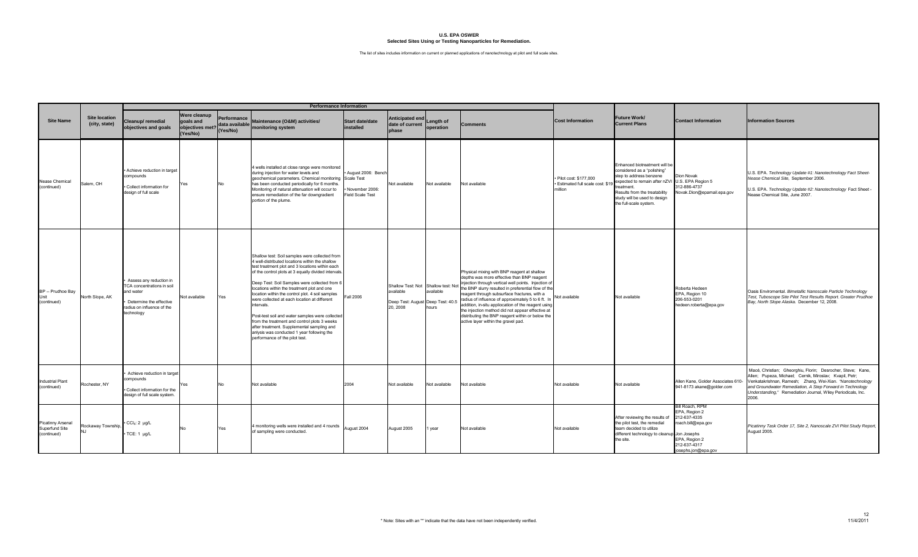# U.S. EPA OSWER
## Selected Sites Using or Testing Nanoparticles for Remediation.

The list of sites includes information on current or planned applications of nanotechnology at pilot and full scale sites.

| Site Name | Site location (city, state) | Performance Information | | | | | | | | Cost Information | Future Work/ Current Plans | Contact Information | Information Sources |
|---|---|---|---|---|---|---|---|---|---|---|---|---|---|
| | | Cleanup/ remedial objectives and goals | Were cleanup goals and objectives met? (Yes/No) | Performance data available (Yes/No) | Maintenance (O&M) activities/ monitoring system | Start date/date installed | Anticipated end date of current phase | Length of operation | Comments | | | | |
| Nease Chemical (continued) | Salem, OH | • Achieve reduction in target compounds<br>• Collect information for design of full scale | Yes | No | 4 wells installed at close range were monitored during injection for water levels and geochemical parameters. Chemical monitoring has been conducted periodically for 6 months. Monitoring of natural attenuation will occur to ensure remediation of the far downgradient portion of the plume. | • August 2006: Bench Scale Test<br>• November 2006: Field Scale Test | Not available | Not available | Not available | • Pilot cost: $177,000<br>• Estimated full scale cost: $19 million | Enhanced biotreatment will be considered as a "polishing" step to address benzene expected to remain after nZVI treatment.<br>Results from the treatability study will be used to design the full-scale system. | Dion Novak<br>U.S. EPA Region 5<br>312-886-4737<br>Novak.Dion@epamail.epa.gov | U.S. EPA. *Technology Update #1: Nanotechnology Fact Sheet-Nease Chemical Site*, September 2006.<br>U.S. EPA. *Technology Update #2: Nanotechnology* Fact Sheet - Nease Chemical Site, June 2007. |
| BP -- Prudhoe Bay Unit (continued) | North Slope, AK | • Assess any reduction in TCA concentrations in soil and water<br>• Determine the effective radius on influence of the technology | Not available | Yes | Shallow test: Soil samples were collected from 4 well-distributed locations within the shallow test treatment plot and 3 locations within each of the control plots at 3 equally divided intervals.<br>Deep Test: Soil Samples were collected from 6 locations within the treatment plot and one location within the control plot. 4 soil samples were collected at each location at different intervals.<br>Post-test soil and water samples were collected from the treatment and control plots 3 weeks after treatment. Supplemental sampling and anlysis was conducted 1 year following the performance of the pilot test. | Fall 2006 | Shallow Test: Not available<br>Deep Test: August 20, 2008 | Shallow test: Not available<br>Deep Test: 40.5 hours | Physical mixing with BNP reagent at shallow depths was more effective than BNP reagent injection through vertical well points. Injection of the BNP slurry resulted in preferential flow of the reagent through subsurface fractures, with a radius of influence of approximately 5 to 6 ft. In addition, in-situ appilocation of the reagent using the injection method did not appear effective at distributing the BNP reagent within or below the active layer within the gravel pad. | Not available | Not available | Roberta Hedeen<br>EPA, Region 10<br>206-553-0201<br>hedeen.roberta@epa.gov | Oasis Enviromental. *Bimetallic Nanoscale Particle Technology Test, Tuboscope Site Pilot Test Results Report. Greater Prudhoe Bay, North Slope Alaska.* December 12, 2008. |
| Industrial Plant (continued) | Rochester, NY | • Achieve reduction in target compounds<br>• Collect information for the design of full scale system. | Yes | No | Not available | 2004 | Not available | Not available | Not available | Not available | Not available | Allen Kane, Golder Associates 610-941-8173 akane@golder.com | Macé, Christian; Gheorghiu, Florin; Desrocher, Steve; Kane, Allen; Pupeza, Michael; Cernik, Miroslav; Kvapil, Petr; Venkatakrishnan, Ramesh; Zhang, Wei-Xian. *"Nanotechnology and Groundwater Remediation, A Step Forward in Technology Understanding,"* Remediation Journal, Wiley Periodicals, Inc. 2006. |
| Picatinny Arsenal Superfund Site (continued) | Rockaway Township, NJ | • $CCl_4$: 2 µg/L<br>• TCE: 1 µg/L | No | Yes | 4 monitoring wells were installed and 4 rounds of sampling were conducted. | August 2004 | August 2005 | 1 year | Not available | Not available | After reviewing the results of the pilot test, the remedial team decided to utilize different technology to cleanup the site. | Bill Roach, RPM<br>EPA, Region 2<br>212-637-4335<br>roach.bill@epa.gov<br>Jon Josephs<br>EPA, Region 2<br>212-637-4317<br>josephs.jon@epa.gov | *Picatinny Task Order 17, Site 2, Nanoscale ZVI Pilot Study Report,* August 2005. |

* Note: Sites with an "*" indicate that the data have not been independently verified.

11/4/2011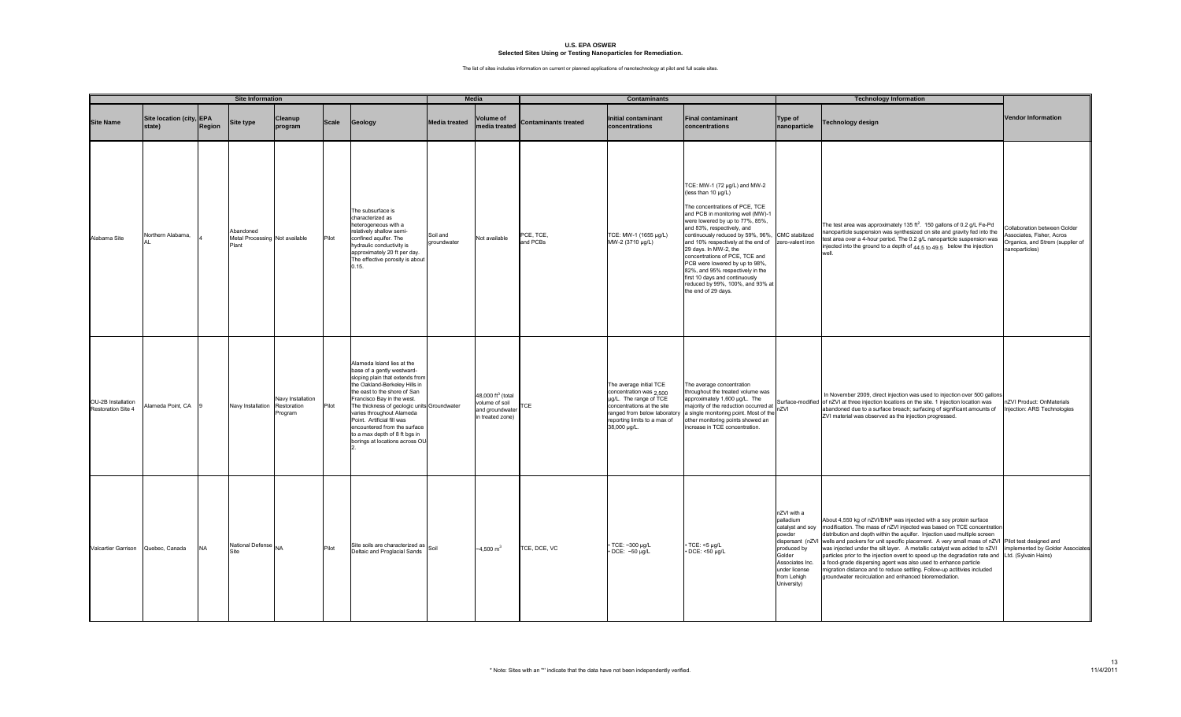**U.S. EPA OSWER**
**Selected Sites Using or Testing Nanoparticles for Remediation.**

The list of sites includes information on current or planned applications of nanotechnology at pilot and full scale sites.

| Site Information | | | | | | | Media | | Contaminants | | | Technology Information | | |
|---|---|---|---|---|---|---|---|---|---|---|---|---|---|---|
| Site Name | Site location (city, state) | EPA Region | Site type | Cleanup program | Scale | Geology | Media treated | Volume of media treated | Contaminants treated | Initial contaminant concentrations | Final contaminant concentrations | Type of nanoparticle | Technology design | Vendor Information |
| Alabama Site | Northern Alabama, AL | 4 | Abandoned Metal Processing Plant | Not available | Pilot | The subsurface is characterized as heterogeneous with a relatively shallow semi-confined aquifer. The hydraulic conductivity is approximately 20 ft per day. The effective porosity is about 0.15. | Soil and groundwater | Not available | PCE, TCE, and PCBs | TCE: MW-1 (1656 µg/L) MW-2 (3710 µg/L) | TCE: MW-1 (72 µg/L) and MW-2 (less than 10 µg/L)<br><br>The concentrations of PCE, TCE and PCB in monitoring well (MW)-1 were lowered by up to 77%, 85%, and 83%, respectively, and continuously reduced by 59%, 96%, and 10% respectively at the end of 29 days. In MW-2, the concentrations of PCE, TCE and PCB were lowered by up to 98%, 82%, and 95% respectively in the first 10 days and continuously reduced by 99%, 100%, and 93% at the end of 29 days. | CMC stabilized zero-valent iron | The test area was approximately 135 $ft^2$. 150 gallons of 0.2 g/L Fe-Pd nanoparticle suspension was synthesized on site and gravity fed into the test area over a 4-hour period. The 0.2 g/L nanoparticle suspension was injected into the ground to a depth of 44.5 to 49.5 below the injection well. | Collaboration between Golder Associates, Fisher, Acros Organics, and Strem (supplier of nanoparticles) |
| OU-2B Installation Restoration Site 4 | Alameda Point, CA | 9 | Navy Installation | Navy Installation Restoration Program | Pilot | Alameda Island lies at the base of a gently westward-sloping plain that extends from the Oakland-Berkeley Hills in the east to the shore of San Francisco Bay in the west. The thickness of geologic units varies throughout Alameda Point. Artificial fill was encountered from the surface to a max depth of 8 ft bgs in borings at locations across OU 2. | Groundwater | 48,000 $ft^2$ (total volume of soil and groundwater in treated zone) | TCE | The average initial TCE concentration was 2,500 µg/L. The range of TCE concentrations at the site ranged from below laboratory reporting limits to a max of 38,000 µg/L. | The average concentration throughout the treated volume was approximately 1,600 µg/L. The majority of the reduction occurred at a single monitoring point. Most of the other monitoring points showed an increase in TCE concentration. | Surface-modified nZVI | In November 2009, direct injection was used to injection over 500 gallons of nZVI at three injection locations on the site. 1 injection location was abandoned due to a surface breach; surfacing of significant amounts of ZVI material was observed as the injection progressed. | nZVI Product: OnMaterials Injection: ARS Technologies |
| Valcartier Garrison | Quebec, Canada | NA | National Defense Site | NA | Pilot | Site soils are characterized as Deltaic and Proglacial Sands | Soil | ~4,500 $m^3$ | TCE, DCE, VC | • TCE: ~300 µg/L<br>• DCE: ~50 µg/L | • TCE: <5 µg/L<br>• DCE: <50 µg/L | nZVI with a palladium catalyst and soy powder dispersant (nZVI produced by Golder Associates Inc. under license from Lehigh University) | About 4,550 kg of nZVI/BNP was injected with a soy protein surface modification. The mass of nZVI injected was based on TCE concentration distribution and depth within the aquifer. Injection used multiple screen wells and packers for unit specific placement. A very small mass of nZVI was injected under the silt layer. A metallic catalyst was added to nZVI particles prior to the injection event to speed up the degradation rate and a food-grade dispersing agent was also used to enhance particle migration distance and to reduce settling. Follow-up actitivies included groundwater recirculation and enhanced bioremediation. | Pilot test designed and implemented by Golder Associates Ltd. (Sylvain Hains) |

* Note: Sites with an "*" indicate that the data have not been independently verified.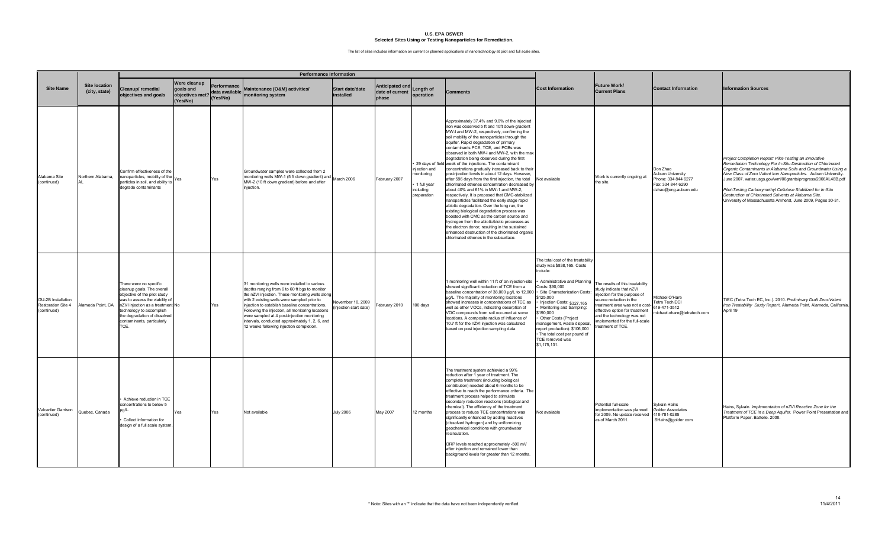# U.S. EPA OSWER
## Selected Sites Using or Testing Nanoparticles for Remediation.

The list of sites includes information on current or planned applications of nanotechnology at pilot and full scale sites.

| Site Name | Site location (city, state) | Performance Information | | | | | | | | Cost Information | Future Work/ Current Plans | Contact Information | Information Sources |
|---|---|---|---|---|---|---|---|---|---|---|---|---|---|
| | | Cleanup/ remedial objectives and goals | Were cleanup goals and objectives met? (Yes/No) | Performance data available (Yes/No) | Maintenance (O&M) activities/ monitoring system | Start date/date installed | Anticipated end date of current phase | Length of operation | Comments | | | | |
| Alabama Site (continued) | Northern Alabama, AL | Confirm effectiveness of the nanoparticles, mobility of the particles in soil, and ability to degrade contaminants | Yes | Yes | Groundwater samples were collected from 2 monitoring wells MW-1 (5 ft down gradient) and MW-2 (10 ft down gradient) before and after injection. | March 2006 | February 2007 | • 29 days of field injection and monitoring<br>• 1 full year including preparation | Approximately 37.4% and 9.0% of the injected iron was observed 5 ft and 10ft down-gradient MW-I and MW-2, respectively, confirming the soil mobility of the nanoparticles through the aquifer. Rapid degradation of primary contaminants PCE, TCE, and PCBs was observed in both MW-I and MW-2, with the max degradation being observed during the first week of the injections. The contaminant concentrations gradually increased back to their pre-injection levels in about 12 days. However, after 596 days from the first injection, the total chlorinated ethenes concentration decreased by about 40% and 61% in MW-1 and MW-2, respectively. It is proposed that CMC-stabilized nanoparticles facilitated the early stage rapid abiotic degradation. Over the long run, the existing biological degradation process was boosted with CMC as the carbon source and hydrogen from the abiotic/biotic processes as the electron donor, resulting in the sustained enhanced destruction of the chlorinated organic chlorinated ethenes in the subsurface. | Not available | Work is currently ongoing at the site. | Don Zhao<br>Auburn University<br>Phone: 334 844 6277<br>Fax: 334 844 6290<br>dzhao@eng.auburn.edu | *Project Completion Report: Pilot-Testing an Innovative Remediation Technology For In-Situ Destruction of Chlorinated Organic Contaminants in Alabama Soils and Groundwater Using a New Class of Zero Valent Iron Nanoparticles.* Auburn University. June 2007. water.usgs.gov/wrri/06grants/progress/2006AL48B.pdf<br><br>*Pilot-Testing Carboxymethyl Cellulose Stabilized for In-Situ Destruction of Chlorinated Solvents at Alabama Site.* University of Massachusetts Amherst, June 2009, Pages 30-31. |
| OU-2B Installation Restoration Site 4 (continued) | Alameda Point, CA | There were no specific cleanup goals. The overall objective of the pilot study was to assess the viability of nZVI injection as a treatment technology to accomplish the degradation of dissolved contaminants, particularly TCE. | No | Yes | 31 monitoring wells were installed to various depths ranging from 6 to 60 ft bgs to monitor the nZVI injection. These monitoring wells along with 2 existing wells were sampled prior to injection to establish baseline concentrations. Following the injection, all monitoring locations were sampled at 4 post-injection monitoring intervals, conducted approximately 1, 2, 6, and 12 weeks following injection completion. | November 10, 2009 (injection start date) | February 2010 | 100 days | 1 monitoring well within 11 ft of an injection-site showed significant reduction of TCE from a baseline concentration of 38,000 µg/L to 12,000 µg/L. The majority of monitoring locations showed increases in concentrations of TCE as well as other VOCs, indicating desorption of VOC compounds from soil occurred at some locations. A composite radius of influence of 10.7 ft for the nZVI injection was calculated based on post injection sampling data. | The total cost of the treatability study was $838,165. Costs include:<br>• Administrative and Planning Costs: $90,000<br>• Site Characterization Costs: $125,000<br>• Injection Costs: $327,165<br>• Monitoring and Sampling: $190,000<br>• Other Costs (Project management, waste disposal, report production): $106,000<br>• The total cost per pound of TCE removed was $1,175,131. | The results of this treatability study indicate that nZVI injection for the purpose of source reduction in the treatment area was not a cost-effective option for treatment and the technology was not implemented for the full-scale treatment of TCE. | Michael O'Hare<br>Tetra Tech ECI<br>619-471-3512<br>michael.ohare@tetratech.com | TtEC (Tetra Tech EC, Inc.). 2010. *Preliminary Draft Zero-Valent Iron Treatability Study Report*. Alameda Point, Alameda, California. April 19 |
| Valcartier Garrison (continued) | Quebec, Canada | • Achieve reduction in TCE concentrations to below 5 µg/L.<br>• Collect information for design of a full scale system. | Yes | Yes | Not available | July 2006 | May 2007 | 12 months | The treatment system achieved a 99% reduction after 1 year of treatment. The complete treatment (including biological contribution) needed about 6 months to be effective to reach the performance criteria. The treatment process helped to stimulate secondary reduction reactions (biological and chemical). The efficiency of the treatment process to reduce TCE concentrations was significantly enhanced by adding reactives (dissolved hydrogen) and by uniformizing geochemical conditions with groundwater recirculation.<br><br>ORP levels reached approximately -500 mV after injection and remained lower than background levels for greater than 12 months. | Not available | Potential full-scale implementation was planned for 2009. No update received as of March 2011. | Sylvain Hains<br>Golder Associates<br>418-781-0285<br>SHains@golder.com | Hains, Sylvain. *Implementation of nZVI Reactive Zone for the Treatment of TCE in a Deep Aquifer.* Power Point Presentation and Platform Paper. Battelle. 2008. |

\* Note: Sites with an "*" indicate that the data have not been independently verified.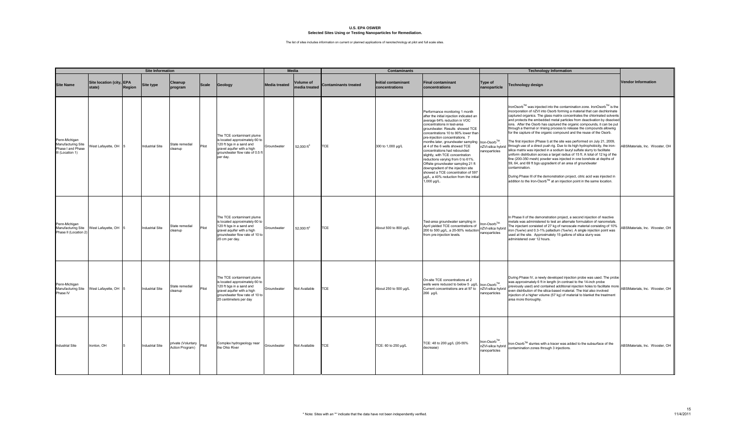# U.S. EPA OSWER
## Selected Sites Using or Testing Nanoparticles for Remediation.

The list of sites includes information on current or planned applications of nanotechnology at pilot and full scale sites.

| Site Information | | | | | | | Media | | Contaminants | | | Technology Information | | |
|---|---|---|---|---|---|---|---|---|---|---|---|---|---|---|
| **Site Name** | **Site location (city, state)** | **EPA Region** | **Site type** | **Cleanup program** | **Scale** | **Geology** | **Media treated** | **Volume of media treated** | **Contaminants treated** | **Initial contaminant concentrations** | **Final contaminant concentrations** | **Type of nanoparticle** | **Technology design** | **Vendor Information** |
| Penn-Michigan Manufacturing Site Phase I and Phase III (Location 1) | West Lafayette, OH | 5 | Industrial Site | State remedial cleanup | Pilot | The TCE contaminant plume is located approximately 60 to 120 ft bgs in a sand and gravel aquifer with a high groundwater flow rate of 0.5 ft per day. | Groundwater | 52,000 $ft^3$ | TCE | 300 to 1,000 µg/L | Performance monitoring 1 month after the initial injection indicated an average 64% reduction in VOC concentrations in test-area groundwater. Results showed TCE concentrations 10 to 90% lower than pre-injection concentrations. 7 months later, groundwater sampling at 4 of the 6 wells showed TCE concentrations had rebounded slightly, with TCE concentration reductions varying from 0 to 61%. Offsite groundwater sampling 21 ft downgradient of the injection site showed a TCE concentration of 597 µg/L, a 40% reduction from the initial 1,000 µg/L. | Iron-Osorb™, nZVI-silica hybrid nanoparticles | IronOsorb™ was injected into the contamination zone. IronOsorb™ is the incorporation of nZVI into Osorb forming a material that can dechlorinate captured organics. The glass matrix concentrates the chlorinated solvents and protects the embedded metal particles from deactivation by dissolved ions. After the Osorb has captured the organic compounds, it can be put through a thermal or rinsing process to release the compounds allowing for the capture of the organic compound and the reuse of the Osorb.<br><br>The first injection (Phase I) at the site was performed on July 21, 2009, through use of a direct push rig. Due to its high hydrophobicity, the iron-silica matrix was injected in a sodium lauryl sulfate slurry to facilitate uniform distribution across a target radius of 15 ft. A total of 12 kg of the fine (200-350 mesh) powder was injected in one borehole at depths of 59, 64, and 69 ft bgs upgradient of an area of groundwater contamination.<br><br>During Phase III of the demonstration project, citric acid was injected in addition to the Iron-Osorb™ at an injection point in the same location. | ABSMaterials, Inc. Wooster, OH |
| Penn-Michigan Manufacturing Site Phase II (Location 2) | West Lafayette, OH | 5 | Industrial Site | State remedial cleanup | Pilot | The TCE contaminant plume is located approximately 60 to 120 ft bgs in a sand and gravel aquifer with a high groundwater flow rate of 10 to 20 cm per day. | Groundwater | 52,000 $ft^3$ | TCE | About 500 to 800 µg/L | Test-area groundwater sampling in April yielded TCE concentrations of 200 to 500 µg/L, a 20-50% reduction from pre-injection levels. | Iron-Osorb™, nZVI-silica hybrid nanoparticles | In Phase II of the demonstration project, a second injection of reactive metals was administered to test an alternate formulation of nanometals. The injectant consisted of 27 kg of nanoscale material consisting of 10% iron (%w/w) and 0.3-1% palladium (%w/w). A single injection point was used at the site. Approximately 15 gallons of silica slurry was administered over 12 hours. | ABSMaterials, Inc. Wooster, OH |
| Penn-Michigan Manufacturing Site Phase IV | West Lafayette, OH | 5 | Industrial Site | State remedial cleanup | Pilot | The TCE contaminant plume is located approximately 60 to 120 ft bgs in a sand and gravel aquifer with a high groundwater flow rate of 10 to 20 centimeters per day | Groundwater | Not Available | TCE | About 250 to 500 µg/L | On-site TCE concentrations at 2 wells were reduced to below 5 µg/L. Current concentrations are at 97 to 266 µg/L | Iron-Osorb™, nZVI-silica hybrid nanoparticles | During Phase IV, a newly developed injection probe was used. The probe was approximately 6 ft in length (in contrast to the 14-inch probe previously used) and contained additional injection holes to facilitate more even distribution of the silica-based material. The trial also involved injection of a higher volume (57 kg) of material to blanket the treatment area more thoroughly. | ABSMaterials, Inc. Wooster, OH |
| Industrial Site | Ironton, OH | 5 | Industrial Site | private (Voluntary Action Program) | Pilot | Complex hydrogeology near the Ohio River | Groundwater | Not Available | TCE | TCE: 60 to 250 µg/L | TCE: 48 to 200 µg/L (20-55% decrease) | Iron-Osorb™, nZVI-silica hybrid nanoparticles | Iron-Osorb™ slurries with a tracer was added to the subsurface of the contamination zones through 3 injections. | ABSMaterials, Inc. Wooster, OH |

\* Note: Sites with an "*" indicate that the data have not been independently verified.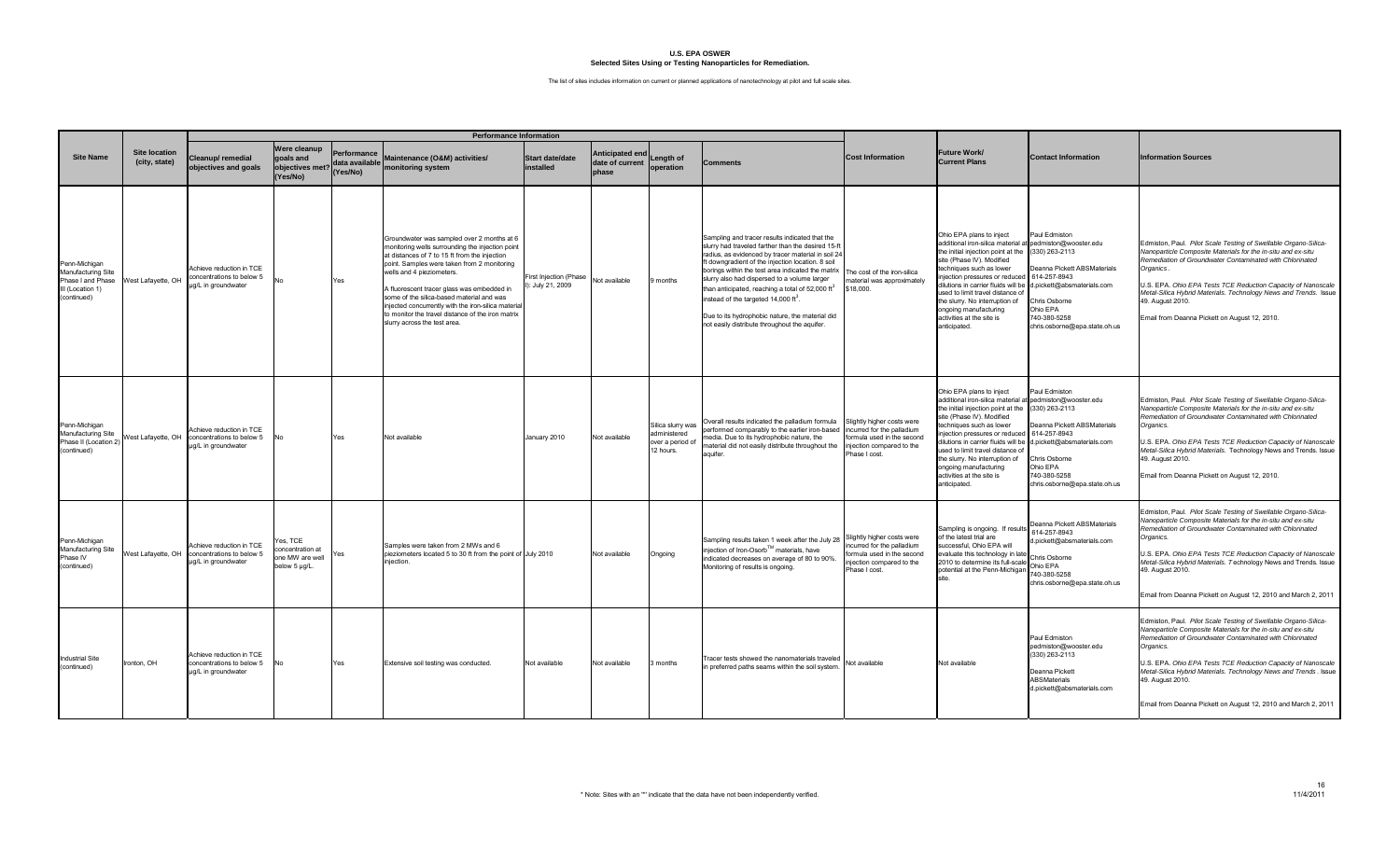# U.S. EPA OSWER

## Selected Sites Using or Testing Nanoparticles for Remediation.

The list of sites includes information on current or planned applications of nanotechnology at pilot and full scale sites.

| Site Name | Site location (city, state) | Performance Information | | | | | | | | Cost Information | Future Work/ Current Plans | Contact Information | Information Sources |
|---|---|---|---|---|---|---|---|---|---|---|---|---|---|
| | | Cleanup/ remedial objectives and goals | Were cleanup goals and objectives met? (Yes/No) | Performance data available (Yes/No) | Maintenance (O&M) activities/ monitoring system | Start date/date installed | Anticipated end date of current phase | Length of operation | Comments | | | | |
| Penn-Michigan Manufacturing Site Phase I and Phase III (Location 1) (continued) | West Lafayette, OH | Achieve reduction in TCE concentrations to below 5 µg/L in groundwater | No | Yes | Groundwater was sampled over 2 months at 6 monitoring wells surrounding the injection point at distances of 7 to 15 ft from the injection point. Samples were taken from 2 monitoring wells and 4 piezometers. A fluorescent tracer glass was embedded in some of the silica-based material and was injected concurrently with the iron-silica material to monitor the travel distance of the iron matrix slurry across the test area. | First Injection (Phase I): July 21, 2009 | Not available | 9 months | Sampling and tracer results indicated that the slurry had traveled farther than the desired 15-ft radius, as evidenced by tracer material in soil 24 ft downgradient of the injection location. 8 soil borings within the test area indicated the matrix slurry also had dispersed to a volume larger than anticipated, reaching a total of 52,000 ft$^3$ instead of the targeted 14,000 ft$^3$. Due to its hydrophobic nature, the material did not easily distribute throughout the aquifer. | The cost of the iron-silica material was approximately $18,000. | Ohio EPA plans to inject additional iron-silica material at the initial injection point at the site (Phase IV). Modified techniques such as lower injection pressures or reduced dilutions in carrier fluids will be used to limit travel distance of the slurry. No interruption of ongoing manufacturing activities at the site is anticipated. | Paul Edmiston pedmiston@wooster.edu (330) 263-2113 Deanna Pickett ABSMaterials 614-257-8943 d.pickett@absmaterials.com Chris Osborne Ohio EPA 740-380-5258 chris.osborne@epa.state.oh.us | Edmiston, Paul. *Pilot Scale Testing of Swellable Organo-Silica-Nanoparticle Composite Materials for the in-situ and ex-situ Remediation of Groundwater Contaminated with Chlorinated Organics*. U.S. EPA. *Ohio EPA Tests TCE Reduction Capacity of Nanoscale Metal-Silica Hybrid Materials. Technology News and Trends.* Issue 49. August 2010. Email from Deanna Pickett on August 12, 2010. |
| Penn-Michigan Manufacturing Site Phase II (Location 2) (continued) | West Lafayette, OH | Achieve reduction in TCE concentrations to below 5 µg/L in groundwater | No | Yes | Not available | January 2010 | Not available | Silica slurry was administered over a period of 12 hours. | Overall results indicated the palladium formula performed comparably to the earlier iron-based media. Due to its hydrophobic nature, the material did not easily distribute throughout the aquifer. | Slightly higher costs were incurred for the palladium formula used in the second injection compared to the Phase I cost. | Ohio EPA plans to inject additional iron-silica material at the initial injection point at the site (Phase IV). Modified techniques such as lower injection pressures or reduced dilutions in carrier fluids will be used to limit travel distance of the slurry. No interruption of ongoing manufacturing activities at the site is anticipated. | Paul Edmiston pedmiston@wooster.edu (330) 263-2113 Deanna Pickett ABSMaterials 614-257-8943 d.pickett@absmaterials.com Chris Osborne Ohio EPA 740-380-5258 chris.osborne@epa.state.oh.us | Edmiston, Paul. *Pilot Scale Testing of Swellable Organo-Silica-Nanoparticle Composite Materials for the in-situ and ex-situ Remediation of Groundwater Contaminated with Chlorinated Organics.* U.S. EPA. *Ohio EPA Tests TCE Reduction Capacity of Nanoscale Metal-Silica Hybrid Materials.* Technology News and Trends. Issue 49. August 2010. Email from Deanna Pickett on August 12, 2010. |
| Penn-Michigan Manufacturing Site Phase IV (continued) | West Lafayette, OH | Achieve reduction in TCE concentrations to below 5 µg/L in groundwater | Yes, TCE concentration at one MW are well below 5 µg/L. | Yes | Samples were taken from 2 MWs and 6 piezometers located 5 to 30 ft from the point of injection. | July 2010 | Not available | Ongoing | Sampling results taken 1 week after the July 28 injection of Iron-Osorb$^{TM}$ materials, have indicated decreases on average of 80 to 90%. Monitoring of results is ongoing. | Slightly higher costs were incurred for the palladium formula used in the second injection compared to the Phase I cost. | Sampling is ongoing. If results of the latest trial are successful, Ohio EPA will evaluate this technology in late 2010 to determine its full-scale potential at the Penn-Michigan site. | Deanna Pickett ABSMaterials 614-257-8943 d.pickett@absmaterials.com Chris Osborne Ohio EPA 740-380-5258 chris.osborne@epa.state.oh.us | Edmiston, Paul. *Pilot Scale Testing of Swellable Organo-Silica-Nanoparticle Composite Materials for the in-situ and ex-situ Remediation of Groundwater Contaminated with Chlorinated Organics.* U.S. EPA. *Ohio EPA Tests TCE Reduction Capacity of Nanoscale Metal-Silica Hybrid Materials.* Technology News and Trends. Issue 49. August 2010. Email from Deanna Pickett on August 12, 2010 and March 2, 2011 |
| Industrial Site (continued) | Ironton, OH | Achieve reduction in TCE concentrations to below 5 µg/L in groundwater | No | Yes | Extensive soil testing was conducted. | Not available | Not available | 3 months | Tracer tests showed the nanomaterials traveled in preferred paths seams within the soil system. | Not available | Not available | Paul Edmiston pedmiston@wooster.edu (330) 263-2113 Deanna Pickett ABSMaterials d.pickett@absmaterials.com | Edmiston, Paul. *Pilot Scale Testing of Swellable Organo-Silica-Nanoparticle Composite Materials for the in-situ and ex-situ Remediation of Groundwater Contaminated with Chlorinated Organics.* U.S. EPA. *Ohio EPA Tests TCE Reduction Capacity of Nanoscale Metal-Silica Hybrid Materials. Technology News and Trends*. Issue 49. August 2010. Email from Deanna Pickett on August 12, 2010 and March 2, 2011 |

* Note: Sites with an "*" indicate that the data have not been independently verified.

11/4/2011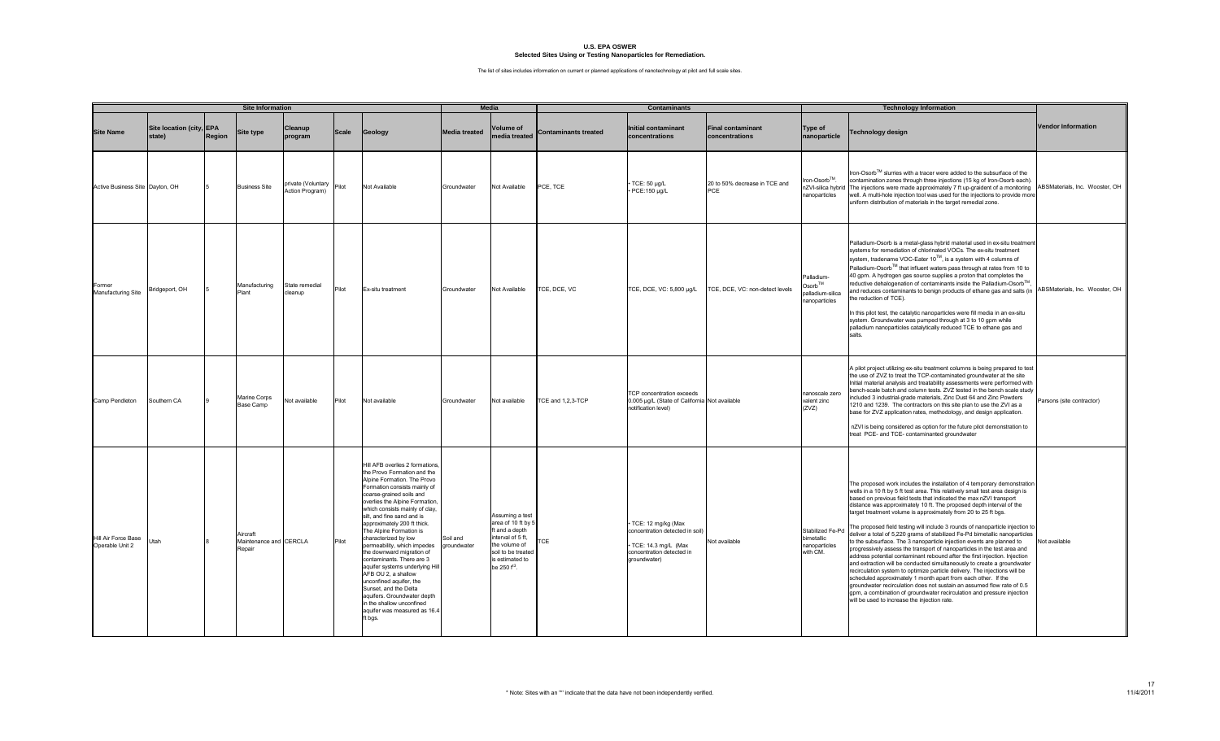# U.S. EPA OSWER
## Selected Sites Using or Testing Nanoparticles for Remediation.

The list of sites includes information on current or planned applications of nanotechnology at pilot and full scale sites.

| Site Information | | | | | | | Media | | Contaminants | | | Technology Information | | |
|---|---|---|---|---|---|---|---|---|---|---|---|---|---|---|
| **Site Name** | **Site location (city, state)** | **EPA Region** | **Site type** | **Cleanup program** | **Scale** | **Geology** | **Media treated** | **Volume of media treated** | **Contaminants treated** | **Initial contaminant concentrations** | **Final contaminant concentrations** | **Type of nanoparticle** | **Technology design** | **Vendor Information** |
| Active Business Site | Dayton, OH | 5 | Business Site | private (Voluntary Action Program) | Pilot | Not Available | Groundwater | Not Available | PCE, TCE | • TCE: 50 µg/L<br>• PCE:150 µg/L | 20 to 50% decrease in TCE and PCE | Iron-Osorb™, nZVI-silica hybrid nanoparticles | Iron-Osorb™ slurries with a tracer were added to the subsurface of the contamination zones through three injections (15 kg of Iron-Osorb each). The injections were made approximately 7 ft up-graident of a monitoring well. A multi-hole injection tool was used for the injections to provide more uniform distribution of materials in the target remedial zone. | ABSMaterials, Inc. Wooster, OH |
| Former Manufacturing Site | Bridgeport, OH | 5 | Manufacturing Plant | State remedial cleanup | Pilot | Ex-situ treatment | Groundwater | Not Available | TCE, DCE, VC | TCE, DCE, VC: 5,800 µg/L | TCE, DCE, VC: non-detect levels | Palladium-Osorb™ palladium-silica nanoparticles | Palladium-Osorb is a metal-glass hybrid material used in ex-situ treatment systems for remediation of chlorinated VOCs. The ex-situ treatment system, tradename VOC-Eater 10™, is a system with 4 columns of Palladium-Osorb™ that influent waters pass through at rates from 10 to 40 gpm. A hydrogen gas source supplies a proton that completes the reductive dehalogenation of contaminants inside the Palladium-Osorb™, and reduces contaminants to benign products of ethane gas and salts (in the reduction of TCE).<br><br>In this pilot test, the catalytic nanoparticles were fill media in an ex-situ system. Groundwater was pumped through at 3 to 10 gpm while palladium nanoparticles catalytically reduced TCE to ethane gas and salts. | ABSMaterials, Inc. Wooster, OH |
| Camp Pendleton | Southern CA | 9 | Marine Corps Base Camp | Not available | Pilot | Not available | Groundwater | Not available | TCE and 1,2,3-TCP | TCP concentration exceeds 0.005 µg/L (State of California notification level) | Not available | nanoscale zero valent zinc (ZVZ) | A pilot project utilizing ex-situ treatment columns is being prepared to test the use of ZVZ to treat the TCP-contaminated groundwater at the site Initial material analysis and treatability assessments were performed with bench-scale batch and column tests. ZVZ tested in the bench scale study included 3 industrial-grade materials, Zinc Dust 64 and Zinc Powders 1210 and 1239. The contractors on this site plan to use the ZVI as a base for ZVZ application rates, methodology, and design application.<br><br>nZVI is being considered as option for the future pilot demonstration to treat PCE- and TCE- contaminanted groundwater | Parsons (site contractor) |
| Hill Air Force Base Operable Unit 2 | Utah | 8 | Aircraft Maintenance and Repair | CERCLA | Pilot | Hill AFB overlies 2 formations, the Provo Formation and the Alpine Formation. The Provo Formation consists mainly of coarse-grained soils and overlies the Alpine Formation, which consists mainly of clay, silt, and fine sand and is approximately 200 ft thick. The Alpine Formation is characterized by low permeability, which impedes the downward migration of contaminants. There are 3 aquifer systems underlying Hill AFB OU 2, a shallow unconfined aquifer, the Sunset, and the Delta aquifers. Groundwater depth in the shallow unconfined aquifer was measured as 16.4 ft bgs. | Soil and groundwater | Assuming a test area of 10 ft by 5 ft and a depth interval of 5 ft, the volume of soil to be treated is estimated to be 250 $ft^3$. | TCE | • TCE: 12 mg/kg (Max concentration detected in soil)<br>• TCE: 14.3 mg/L (Max concentration detected in groundwater) | Not available | Stabilized Fe-Pd bimetallic nanoparticles with CM. | The proposed work includes the installation of 4 temporary demonstration wells in a 10 ft by 5 ft test area. This relatively small test area design is based on previous field tests that indicated the max nZVI transport distance was approximately 10 ft. The proposed depth interval of the target treatment volume is approximately from 20 to 25 ft bgs.<br><br>The proposed field testing will include 3 rounds of nanoparticle injection to deliver a total of 5,220 grams of stabilized Fe-Pd bimetallic nanoparticles to the subsurface. The 3 nanoparticle injection events are planned to progressively assess the transport of nanoparticles in the test area and address potential contaminant rebound after the first injection. Injection and extraction will be conducted simultaneously to create a groundwater recirculation system to optimize particle delivery. The injections will be scheduled approximately 1 month apart from each other. If the groundwater recirculation does not sustain an assumed flow rate of 0.5 gpm, a combination of groundwater recirculation and pressure injection will be used to increase the injection rate. | Not available |

\* Note: Sites with an "*" indicate that the data have not been independently verified.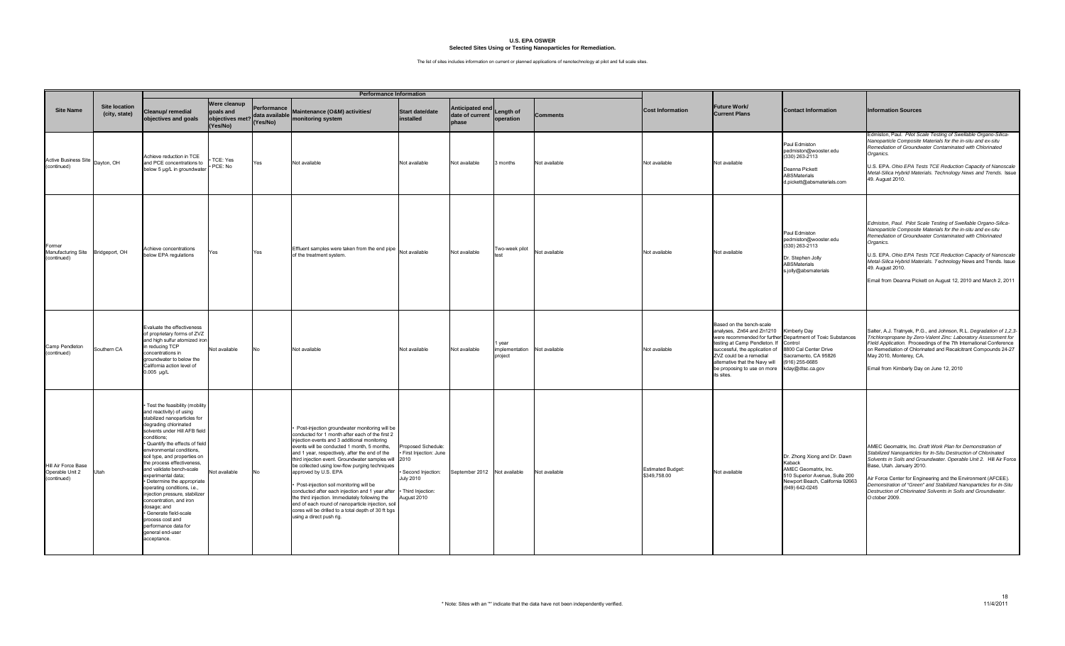# U.S. EPA OSWER
## Selected Sites Using or Testing Nanoparticles for Remediation.

The list of sites includes information on current or planned applications of nanotechnology at pilot and full scale sites.

| Site Name | Site location (city, state) | Performance Information | | | | | | | | Cost Information | Future Work/ Current Plans | Contact Information | Information Sources |
|---|---|---|---|---|---|---|---|---|---|---|---|---|---|
| | | Cleanup/ remedial objectives and goals | Were cleanup goals and objectives met? (Yes/No) | Performance data available (Yes/No) | Maintenance (O&M) activities/ monitoring system | Start date/date installed | Anticipated end date of current phase | Length of operation | Comments | | | | |
| Active Business Site (continued) | Dayton, OH | Achieve reduction in TCE and PCE concentrations to below 5 µg/L in groundwater | • TCE: Yes<br>• PCE: No | Yes | Not available | Not available | Not available | 3 months | Not available | Not available | Not available | Paul Edmiston<br>pedmiston@wooster.edu<br>(330) 263-2113<br><br>Deanna Pickett<br>ABSMaterials<br>d.pickett@absmaterials.com | Edmiston, Paul. *Pilot Scale Testing of Swellable Organo-Silica-Nanoparticle Composite Materials for the in-situ and ex-situ Remediation of Groundwater Contaminated with Chlorinated Organics.*<br><br>U.S. EPA. *Ohio EPA Tests TCE Reduction Capacity of Nanoscale Metal-Silica Hybrid Materials. Technology News and Trends.* Issue 49. August 2010. |
| Former Manufacturing Site (continued) | Bridgeport, OH | Achieve concentrations below EPA regulations | Yes | Yes | Effluent samples were taken from the end pipe of the treatment system. | Not available | Not available | Two-week pilot test | Not available | Not available | Not available | Paul Edmiston<br>pedmiston@wooster.edu<br>(330) 263-2113<br><br>Dr. Stephen Jolly<br>ABSMaterials<br>s.jolly@absmaterials | *Edmiston, Paul. Pilot Scale Testing of Swellable Organo-Silica-Nanoparticle Composite Materials for the in-situ and ex-situ Remediation of Groundwater Contaminated with Chlorinated Organics.*<br><br>U.S. EPA. *Ohio EPA Tests TCE Reduction Capacity of Nanoscale Metal-Silica Hybrid Materials. T*echnology News and Trends. Issue 49. August 2010.<br><br>Email from Deanna Pickett on August 12, 2010 and March 2, 2011 |
| Camp Pendleton (continued) | Southern CA | Evaluate the effectiveness of proprietary forms of ZVZ and high sulfur atomized iron in reducing TCP concentrations in groundwater to below the California action level of 0.005 µg/L | Not available | No | Not available | Not available | Not available | 1 year implementation project | Not available | Not available | Based on the bench-scale analyses, Zn64 and Zn1210 were recommended for further testing at Camp Pendleton. If successful, the application of ZVZ could be a remedial alternative that the Navy will be proposing to use on more its sites. | Kimberly Day<br>Department of Toxic Substances Control<br>8800 Cal Center Drive<br>Sacramento, CA 95826<br>(916) 255-6685<br>kday@dtsc.ca.gov | Salter, A.J. Tratnyek, P.G., and Johnson, R.L. *Degradation of 1,2,3-Trichloropropane by Zero-Valent Zinc: Laboratory Assessment for Field Application.* Proceedings of the 7th International Conference on Remediation of Chlorinated and Recalcitrant Compounds 24-27 May 2010, Monterey, CA.<br><br>Email from Kimberly Day on June 12, 2010 |
| Hill Air Force Base Operable Unit 2 (continued) | Utah | • Test the feasibility (mobility and reactivity) of using stabilized nanoparticles for degrading chlorinated solvents under Hill AFB field conditions;<br>• Quantify the effects of field environmental conditions, soil type, and properties on the process effectiveness, and validate bench-scale experimental data;<br>• Determine the appropriate operating conditions, i.e., injection pressure, stabilizer concentration, and iron dosage; and<br>• Generate field-scale process cost and performance data for general end-user acceptance. | Not available | No | • Post-injection groundwater monitoring will be conducted for 1 month after each of the first 2 injection events and 3 additional monitoring events will be conducted 1 month, 5 months, and 1 year, respectively, after the end of the third injection event. Groundwater samples will be collected using low-flow purging techniques approved by U.S. EPA<br><br>• Post-injection soil monitoring will be conducted after each injection and 1 year after the third injection. Immediately following the end of each round of nanoparticle injection, soil cores will be drilled to a total depth of 30 ft bgs using a direct push rig. | Proposed Schedule:<br>• First Injection: June 2010<br><br>• Second Injection: July 2010<br><br>• Third Injection: August 2010 | September 2012 | Not available | Not available | Estimated Budget: $349,758.00 | Not available | Dr. Zhong Xiong and Dr. Dawn Kaback<br>AMEC Geomatrix, Inc.<br>510 Superior Avenue, Suite 200<br>Newport Beach, California 92663<br>(949) 642-0245 | AMEC Geomatrix, Inc. *Draft Work Plan for Demonstration of Stabilized Nanoparticles for In-Situ Destruction of Chlorinated Solvents in Soils and Groundwater. Operable Unit 2.* Hill Air Force Base, Utah. January 2010.<br><br>Air Force Center for Engineering and the Environment (AFCEE). *Demonstration of "Green" and Stabilized Nanoparticles for In-Situ Destruction of Chlorinated Solvents in Soils and Groundwater. O*ctober 2009. |

\* Note: Sites with an "*" indicate that the data have not been independently verified.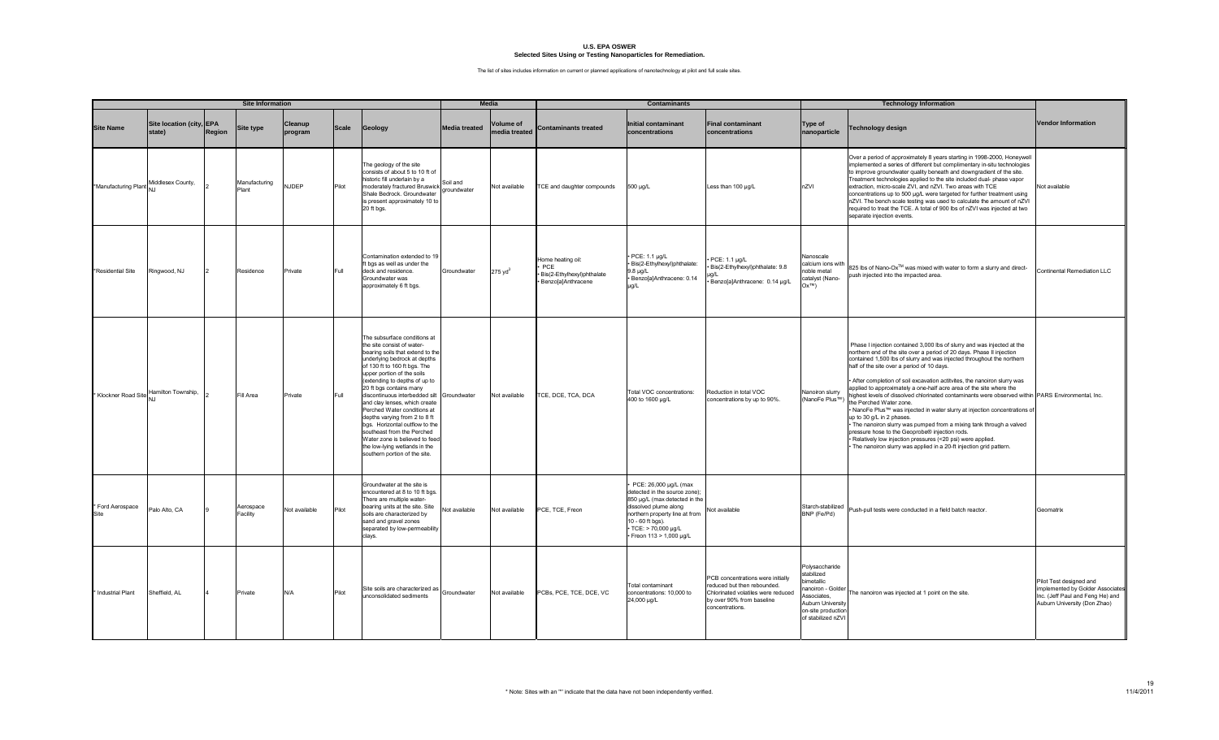# U.S. EPA OSWER
## Selected Sites Using or Testing Nanoparticles for Remediation.

The list of sites includes information on current or planned applications of nanotechnology at pilot and full scale sites.

| Site Information | | | | | | | Media | | Contaminants | | | Technology Information | | |
|---|---|---|---|---|---|---|---|---|---|---|---|---|---|---|
| **Site Name** | **Site location (city, state)** | **EPA Region** | **Site type** | **Cleanup program** | **Scale** | **Geology** | **Media treated** | **Volume of media treated** | **Contaminants treated** | **Initial contaminant concentrations** | **Final contaminant concentrations** | **Type of nanoparticle** | **Technology design** | **Vendor Information** |
| *Manufacturing Plant | Middlesex County, NJ | 2 | Manufacturing Plant | NJDEP | Pilot | The geology of the site consists of about 5 to 10 ft of historic fill underlain by a moderately fractured Bruswick Shale Bedrock. Groundwater is present approximately 10 to 20 ft bgs. | Soil and groundwater | Not available | TCE and daughter compounds | 500 µg/L | Less than 100 µg/L | nZVI | Over a period of approximately 8 years starting in 1998-2000, Honeywell implemented a series of different but complimentary in-situ technologies to improve groundwater quality beneath and downgradient of the site. Treatment technologies applied to the site included dual- phase vapor extraction, micro-scale ZVI, and nZVI. Two areas with TCE concentrations up to 500 µg/L were targeted for further treatment using nZVI. The bench scale testing was used to calculate the amount of nZVI required to treat the TCE. A total of 900 lbs of nZVI was injected at two separate injection events. | Not available |
| *Residential Site | Ringwood, NJ | 2 | Residence | Private | Full | Contamination extended to 19 ft bgs as well as under the deck and residence. Groundwater was approximately 6 ft bgs. | Groundwater | 275 yd$^3$ | Home heating oil: • PCE • Bis(2-Ethylhexyl)phthalate • Benzo[a]Anthracene | • PCE: 1.1 µg/L • Bis(2-Ethylhexyl)phthalate: 9.8 µg/L • Benzo[a]Anthracene: 0.14 µg/L | • PCE: 1.1 µg/L • Bis(2-Ethylhexyl)phthalate: 9.8 µg/L • Benzo[a]Anthracene: 0.14 µg/L | Nanoscale calcium ions with noble metal catalyst (Nano-Ox™) | 825 lbs of Nano-Ox™ was mixed with water to form a slurry and direct-push injected into the impacted area. | Continental Remediation LLC |
| * Klockner Road Site | Hamilton Township, NJ | 2 | Fill Area | Private | Full | The subsurface conditions at the site consist of water-bearing soils that extend to the underlying bedrock at depths of 130 ft to 160 ft bgs. The upper portion of the soils (extending to depths of up to 20 ft bgs contains many discontinuous interbedded silt and clay lenses, which create Perched Water conditions at depths varying from 2 to 8 ft bgs. Horizontal outflow to the southeast from the Perched Water zone is believed to feed the low-lying wetlands in the southern portion of the site. | Groundwater | Not available | TCE, DCE, TCA, DCA | Total VOC concentrations: 400 to 1600 µg/L | Reduction in total VOC concentrations by up to 90%. | Nanoiron slurry (NanoFe Plus™) | Phase I injection contained 3,000 lbs of slurry and was injected at the northern end of the site over a period of 20 days. Phase II injection contained 1,500 lbs of slurry and was injected throughout the northern half of the site over a period of 10 days. • After completion of soil excavation acttivites, the nanoiron slurry was applied to approximately a one-half acre area of the site where the highest levels of dissolved chlorinated contaminants were observed within the Perched Water zone. • NanoFe Plus™ was injected in water slurry at injection concentrations of up to 30 g/L in 2 phases. • The nanoiron slurry was pumped from a mixing tank through a valved pressure hose to the Geoprobe® injection rods. • Relatively low injection pressures (<20 psi) were applied. • The nanoiron slurry was applied in a 20-ft injection grid pattern. | PARS Environmental, Inc. |
| * Ford Aerospace Site | Palo Alto, CA | 9 | Aerospace Facility | Not available | Pilot | Groundwater at the site is encountered at 8 to 10 ft bgs. There are multiple water-bearing units at the site. Site soils are characterized by sand and gravel zones separated by low-permeability clays. | Not available | Not available | PCE, TCE, Freon | • PCE: 26,000 µg/L (max detected in the source zone); 850 µg/L (max detected in the dissolved plume along northern property line at from 10 - 60 ft bgs). • TCE: > 70,000 µg/L • Freon 113 > 1,000 µg/L | Not available | Starch-stabilized BNP (Fe/Pd) | Push-pull tests were conducted in a field batch reactor. | Geomatrix |
| * Industrial Plant | Sheffield, AL | 4 | Private | N/A | Pilot | Site soils are characterized as unconsolidated sediments | Groundwater | Not available | PCBs, PCE, TCE, DCE, VC | Total contaminant concentrations: 10,000 to 24,000 µg/L | PCB concentrations were initially reduced but then rebounded. Chlorinated volatiles were reduced by over 90% from baseline concentrations. | Polysaccharide stabilized bimetallic nanoiron - Golder Associates, Auburn University on-site production of stabilized nZVI | The nanoiron was injected at 1 point on the site. | Pilot Test designed and implemented by Golder Associates Inc. (Jeff Paul and Feng He) and Auburn University (Don Zhao) |

* Note: Sites with an "*" indicate that the data have not been independently verified.

11/4/2011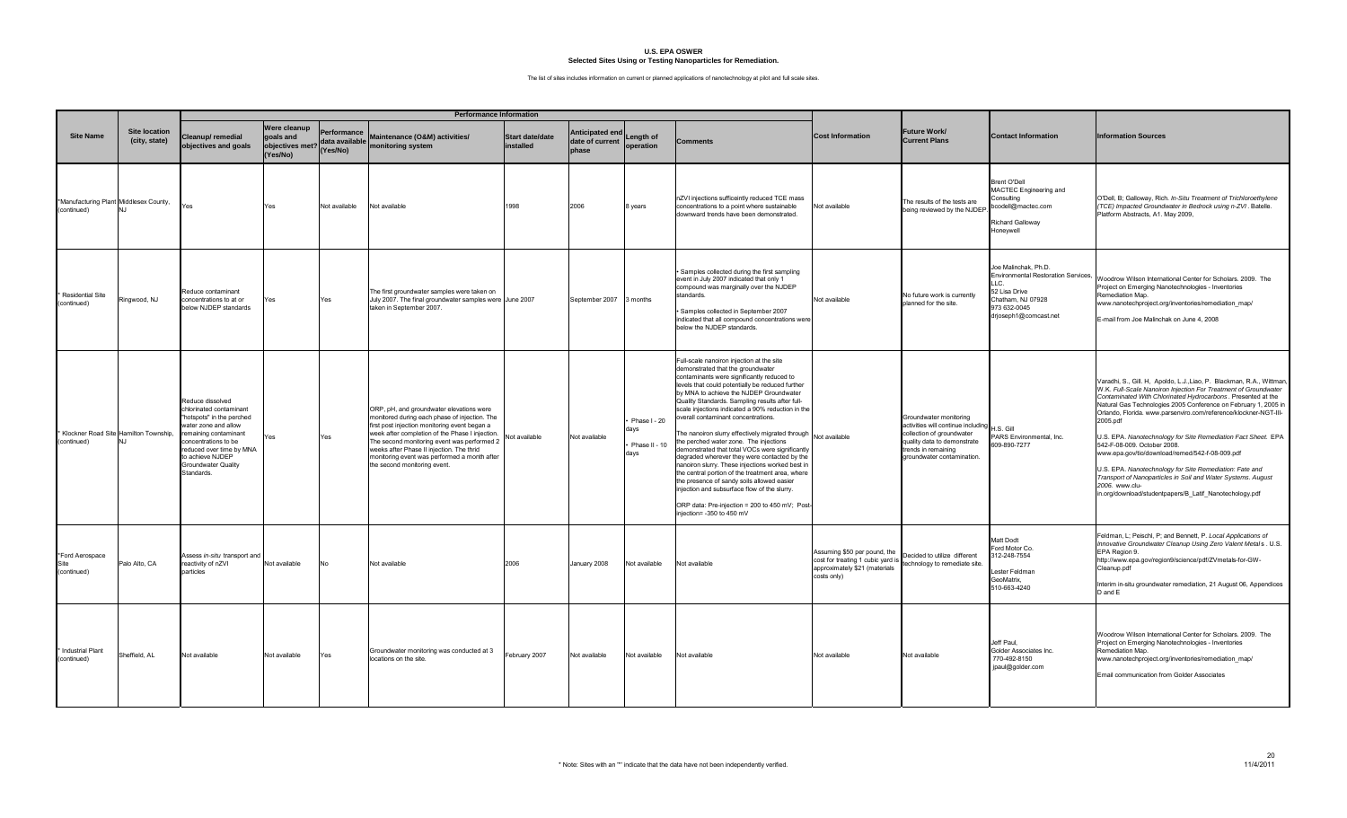# U.S. EPA OSWER
## Selected Sites Using or Testing Nanoparticles for Remediation.

The list of sites includes information on current or planned applications of nanotechnology at pilot and full scale sites.

| Site Name | Site location (city, state) | Performance Information | | | | | | | | Cost Information | Future Work/ Current Plans | Contact Information | Information Sources |
|---|---|---|---|---|---|---|---|---|---|---|---|---|---|
| | | Cleanup/ remedial objectives and goals | Were cleanup goals and objectives met? (Yes/No) | Performance data available (Yes/No) | Maintenance (O&M) activities/ monitoring system | Start date/date installed | Anticipated end date of current phase | Length of operation | Comments | | | | |
| *Manufacturing Plant (continued) | Middlesex County, NJ | Yes | Yes | Not available | Not available | 1998 | 2006 | 8 years | nZVI injections sufficeintly reduced TCE mass concentrations to a point where sustainable downward trends have been demonstrated. | Not available | The results of the tests are being reviewed by the NJDEP. | Brent O'Dell<br>MACTEC Engineering and Consulting<br>bcodell@mactec.com<br><br>Richard Galloway<br>Honeywell | O'Dell, B; Galloway, Rich. *In-Situ Treatment of Trichloroethylene (TCE) Impacted Groundwater in Bedrock using n-ZVI*. Batelle. Platform Abstracts, A1. May 2009, |
| * Residential Site (continued) | Ringwood, NJ | Reduce contaminant concentrations to at or below NJDEP standards | Yes | Yes | The first groundwater samples were taken on July 2007. The final groundwater samples were taken in September 2007. | June 2007 | September 2007 | 3 months | • Samples collected during the first sampling event in July 2007 indicated that only 1 compound was marginally over the NJDEP standards.<br>• Samples collected in September 2007 indicated that all compound concentrations were below the NJDEP standards. | Not available | No future work is currently planned for the site. | Joe Malinchak, Ph.D.<br>Environmental Restoration Services, LLC.<br>52 Lisa Drive<br>Chatham, NJ 07928<br>973 632-0045<br>drjoseph1@comcast.net | Woodrow Wilson International Center for Scholars. 2009. The Project on Emerging Nanotechnologies - Inventories Remediation Map.<br>www.nanotechproject.org/inventories/remediation_map/<br><br>E-mail from Joe Malinchak on June 4, 2008 |
| * Klockner Road Site (continued) | Hamilton Township, NJ | Reduce dissolved chlorinated contaminant "hotspots" in the perched water zone and allow remaining contaminant concentrations to be reduced over time by MNA to achieve NJDEP Groundwater Quality Standards. | Yes | Yes | ORP, pH, and groundwater elevations were monitored during each phase of injection. The first post injection monitoring event began a week after completion of the Phase I injection. The second monitoring event was performed 2 weeks after Phase II injection. The thrid monitoring event was performed a month after the second monitoring event. | Not available | Not available | • Phase I - 20 days<br>• Phase II - 10 days | Full-scale nanoiron injection at the site demonstrated that the groundwater contaminants were significantly reduced to levels that could potentially be reduced further by MNA to achieve the NJDEP Groundwater Quality Standards. Sampling results after full-scale injections indicated a 90% reduction in the overall contaminant concentrations.<br><br>The nanoiron slurry effectively migrated through the perched water zone. The injections demonstrated that total VOCs were significantly degraded wherever they were contacted by the nanoiron slurry. These injections worked best in the central portion of the treatment area, where the presence of sandy soils allowed easier injection and subsurface flow of the slurry.<br><br>ORP data: Pre-injection = 200 to 450 mV; Post-injection= -350 to 450 mV | Not available | Groundwater monitoring activities will continue including collection of groundwater quality data to demonstrate trends in remaining groundwater contamination. | H.S. Gill<br>PARS Environmental, Inc.<br>609-890-7277 | Varadhi, S., Gill. H, Apoldo, L.J.,Liao, P, Blackman, R.A., Wittman, W.K. *Full-Scale Nanoiron Injection For Treatment of Groundwater Contaminated With Chlorinated Hydrocarbons*. Presented at the Natural Gas Technologies 2005 Conference on February 1, 2005 in Orlando, Florida. www.parsenviro.com/reference/klockner-NGT-III-2005.pdf<br><br>U.S. EPA. *Nanotechnology for Site Remediation Fact Sheet*. EPA 542-F-08-009. October 2008.<br>www.epa.gov/tio/download/remed/542-f-08-009.pdf<br><br>U.S. EPA. *Nanotechnology for Site Remediation: Fate and Transport of Nanoparticles in Soil and Water Systems. August 2006.* www.clu-in.org/download/studentpapers/B_Latif_Nanotechology.pdf |
| *Ford Aerospace Site (continued) | Palo Alto, CA | Assess *in-situ* transport and reactivity of nZVI particles | Not available | No | Not available | 2006 | January 2008 | Not available | Not available | Assuming $50 per pound, the cost for treating 1 cubic yard is approximately $21 (materials costs only) | Decided to utilize different technology to remediate site. | Matt Dodt<br>Ford Motor Co.<br>312-248-7554<br><br>Lester Feldman<br>GeoMatrix,<br>510-663-4240 | Feldman, L; Peischl, P; and Bennett, P. *Local Applications of Innovative Groundwater Cleanup Using Zero Valent Metals*. U.S. EPA Region 9.<br>http://www.epa.gov/region9/science/pdf/ZVmetals-for-GW-Cleanup.pdf<br><br>Interim in-situ groundwater remediation, 21 August 06, Appendices D and E |
| * Industrial Plant (continued) | Sheffield, AL | Not available | Not available | Yes | Groundwater monitoring was conducted at 3 locations on the site. | February 2007 | Not available | Not available | Not available | Not available | Not available | Jeff Paul,<br>Golder Associates Inc.<br>770-492-8150<br>jpaul@golder.com | Woodrow Wilson International Center for Scholars. 2009. The Project on Emerging Nanotechnologies - Inventories Remediation Map.<br>www.nanotechproject.org/inventories/remediation_map/<br><br>Email communication from Golder Associates |

* Note: Sites with an "*" indicate that the data have not been independently verified.

11/4/2011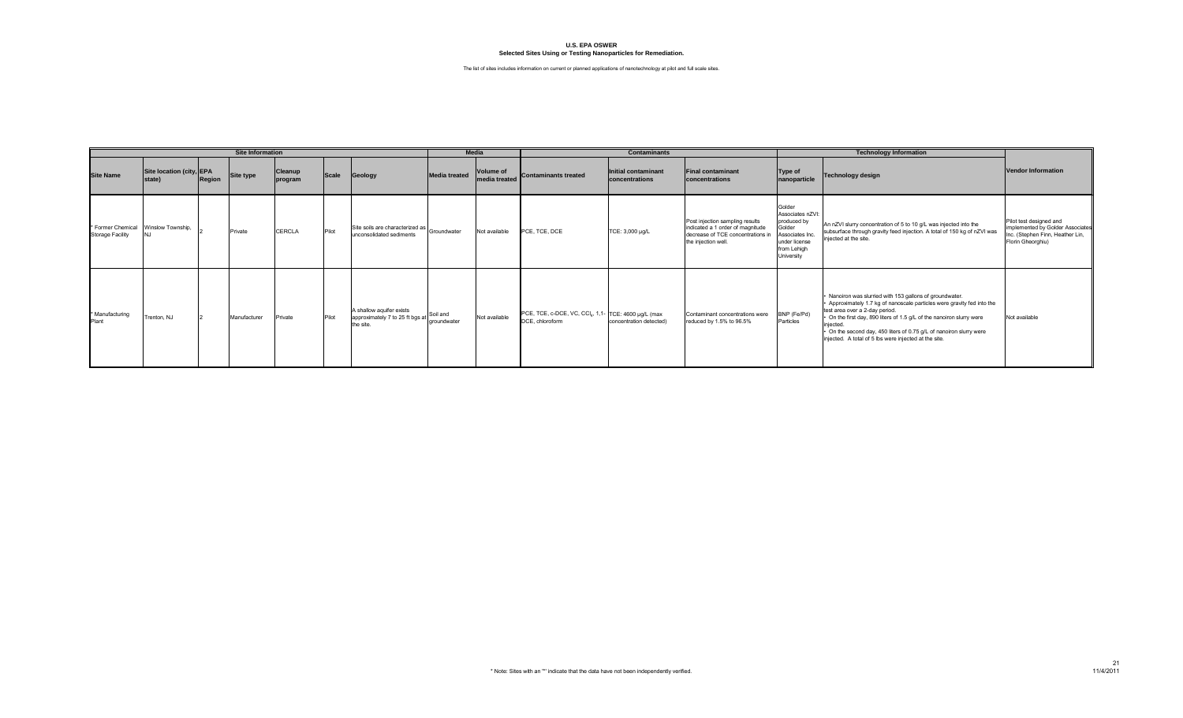# U.S. EPA OSWER
## Selected Sites Using or Testing Nanoparticles for Remediation.

The list of sites includes information on current or planned applications of nanotechnology at pilot and full scale sites.

| Site Information | | | | | | | Media | | Contaminants | | | Technology Information | | |
|---|---|---|---|---|---|---|---|---|---|---|---|---|---|---|
| Site Name | Site location (city, state) | EPA Region | Site type | Cleanup program | Scale | Geology | Media treated | Volume of media treated | Contaminants treated | Initial contaminant concentrations | Final contaminant concentrations | Type of nanoparticle | Technology design | Vendor Information |
| * Former Chemical Storage Facility | Winslow Township, NJ | 2 | Private | CERCLA | Pilot | Site soils are characterized as unconsolidated sediments | Groundwater | Not available | PCE, TCE, DCE | TCE: 3,000 µg/L | Post injection sampling results indicated a 1 order of magnitude decrease of TCE concentrations in the injection well. | Golder Associates nZVI: produced by Golder Associates Inc. under license from Lehigh University | An nZVI slurry concentration of 5 to 10 g/L was injected into the subsurface through gravity feed injection. A total of 150 kg of nZVI was injected at the site. | Pilot test designed and implemented by Golder Associates Inc. (Stephen Finn, Heather Lin, Florin Gheorghiu) |
| * Manufacturing Plant | Trenton, NJ | 2 | Manufacturer | Private | Pilot | A shallow aquifer exists approximately 7 to 25 ft bgs at the site. | Soil and groundwater | Not available | PCE, TCE, c-DCE, VC, $CCl_4$, 1,1-DCE, chloroform | TCE: 4600 µg/L (max concentration detected) | Contaminant concentrations were reduced by 1.5% to 96.5% | BNP (Fe/Pd) Particles | • Nanoiron was slurried with 153 gallons of groundwater.<br>• Approximately 1.7 kg of nanoscale particles were gravity fed into the test area over a 2-day period.<br>• On the first day, 890 liters of 1.5 g/L of the nanoiron slurry were injected.<br>• On the second day, 450 liters of 0.75 g/L of nanoiron slurry were injected. A total of 5 lbs were injected at the site. | Not available |

\* Note: Sites with an "*" indicate that the data have not been independently verified.

11/4/2011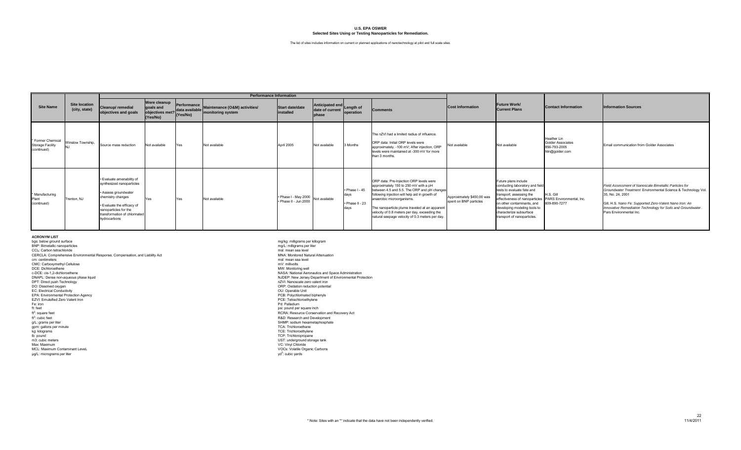# U.S. EPA OSWER
**Selected Sites Using or Testing Nanoparticles for Remediation.**

The list of sites includes information on current or planned applications of nanotechnology at pilot and full scale sites.

| Site Name | Site location (city, state) | Performance Information | | | | | | | | Cost Information | Future Work/ Current Plans | Contact Information | Information Sources |
|---|---|---|---|---|---|---|---|---|---|---|---|---|---|
| | | Cleanup/ remedial objectives and goals | Were cleanup goals and objectives met? (Yes/No) | Performance data available (Yes/No) | Maintenance (O&M) activities/ monitoring system | Start date/date installed | Anticipated end date of current phase | Length of operation | Comments | | | | |
| * Former Chemical Storage Facility (continued) | Winslow Township, NJ | Source mass reduction | Not available | Yes | Not available | April 2005 | Not available | 3 Months | The nZVI had a limited radius of influence. ORP data: Initial ORP levels were approximately. -100 mV; After injection, ORP levels were maintained at -300 mV for more than 3 months. | Not available | Not available | Heather Lin Golder Associates 856-793-2005 hlin@golder.com | Email communication from Golder Associates |
| * Manufacturing Plant (continued) | Trenton, NJ | • Evaluate amenability of synthesized nanoparticles • Assess groundwater chemistry changes • Evaluate the efficacy of nanoparticles for the transformation of chlorinated hydrocarbons | Yes | Yes | Not available | • Phase I - May 2000 • Phase II - Jun 2000 | Not available | • Phase I - 45 days • Phase II - 23 days | ORP data: Pre-Injection ORP levels were approximately 150 to 250 mV with a pH between 4.5 and 5.5. The ORP and pH changes following injection will help aid in growth of anaerobic microorganisms. The nanoparticle plume traveled at an apparent velocity of 0.8 meters per day, exceeding the natural seepage velocity of 0.3 meters per day. | Approximately $450,00 was spent on BNP particles | Future plans include conducting laboratory and field tests to evaluate fate and transport; assessing the effectiveness of nanoparticles on other contaminants, and developing modeling tools to characterize subsurface transport of nanoparticles. | H.S. Gill PARS Environmental, Inc. 609-890-7277 | *Field Assessment of Nanoscale Bimetallic Particles for Groundwater Treatment* Environmental Science & Technology Vol. 35, No. 24, 2001 Gill, H.S. *Nano Fe: Supported Zero-Valent Nano Iron: An Innovative Remediation Technology for Soils and Groundwater*. Pars Environmental Inc. |

**ACRONYM LIST**

bgs: below ground surface
BNP: Bimetallic nanoparticles
$CCl_4$: Carbon tetrachloride
CERCLA: Comprehensive Environmental Response, Compensation, and Liability Act
cm: centimeters
CMC: Carboxymethyl Cellulose
DCE: Dichloroethene
c-DCE: cis-1,2-dichloroethene
DNAPL: Dense non-aqueous phase liquid
DPT: Direct push Technology
DO: Dissolved oxygen
EC: Electrical Conductivity
EPA: Environmental Protection Agency
EZVI: Emulsified Zero Valent Iron
Fe: iron
ft: feet
$ft^2$: square feet
$ft^3$: cubic feet
g/L: grams per liter
gpm: gallons per minute
kg: kilograms
lb: pound
m3: cubic meters
Max: Maximum
MCL: Maximum Contaminant LeveL
µg/L: micrograms per liter
mg/kg: milligrams per killogram
mg/L: milligrams per liter
msl: mean sea level
MNA: Monitored Natural Attenuation
msl: mean sea level
mV: millivolts
MW: Monitoring well
NASA: National Aeronautics and Space Administration
NJDEP: New Jersey Department of Environmental Protection
nZVI: Nanoscale zero valent iron
ORP: Oxidation reduction potential
OU: Operable Unit
PCB: Polychlorinated biphenyls
PCE: Tetrachloroethylene
Pd: Palladium
psi: pound per square inch
RCRA: Resource Conservation and Recovery Act
R&D: Research and Development
SHMP: sodium hexametaphosphate
TCA: Trichloroethane
TCE: Trichloroethylene
TCP: Trichloropropane
UST: underground storage tank
VC: Vinyl Chloride
VOCs: Volatile Organic Carbons
$yd^3$: cubic yards

\* Note: Sites with an "*" indicate that the data have not been independently verified.

11/4/2011